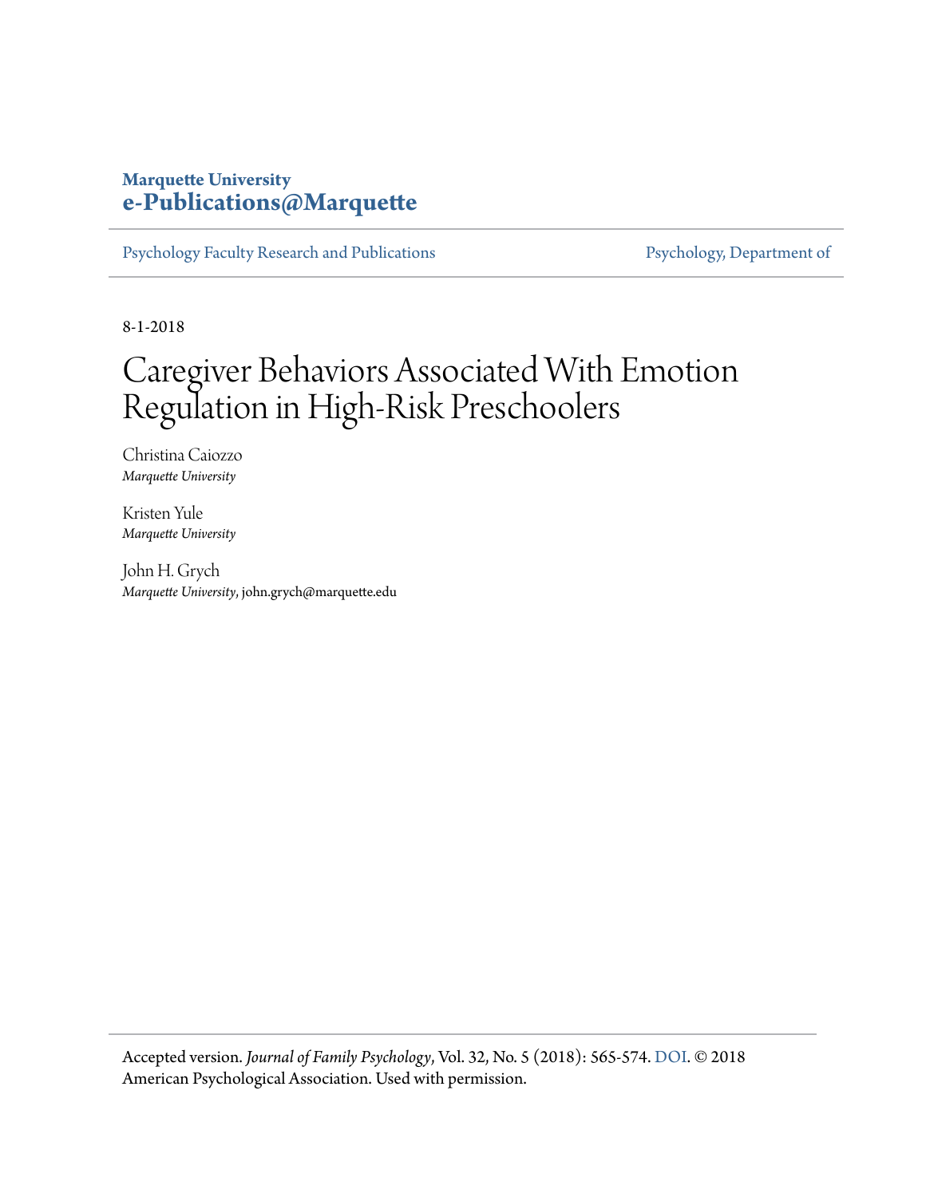**Marquette University**
**e-Publications@Marquette**

Psychology Faculty Research and Publications | Psychology, Department of

8-1-2018

# Caregiver Behaviors Associated With Emotion Regulation in High-Risk Preschoolers

Christina Caiozzo
*Marquette University*

Kristen Yule
*Marquette University*

John H. Grych
*Marquette University*, john.grych@marquette.edu

Accepted version. *Journal of Family Psychology*, Vol. 32, No. 5 (2018): 565-574. DOI. © 2018 American Psychological Association. Used with permission.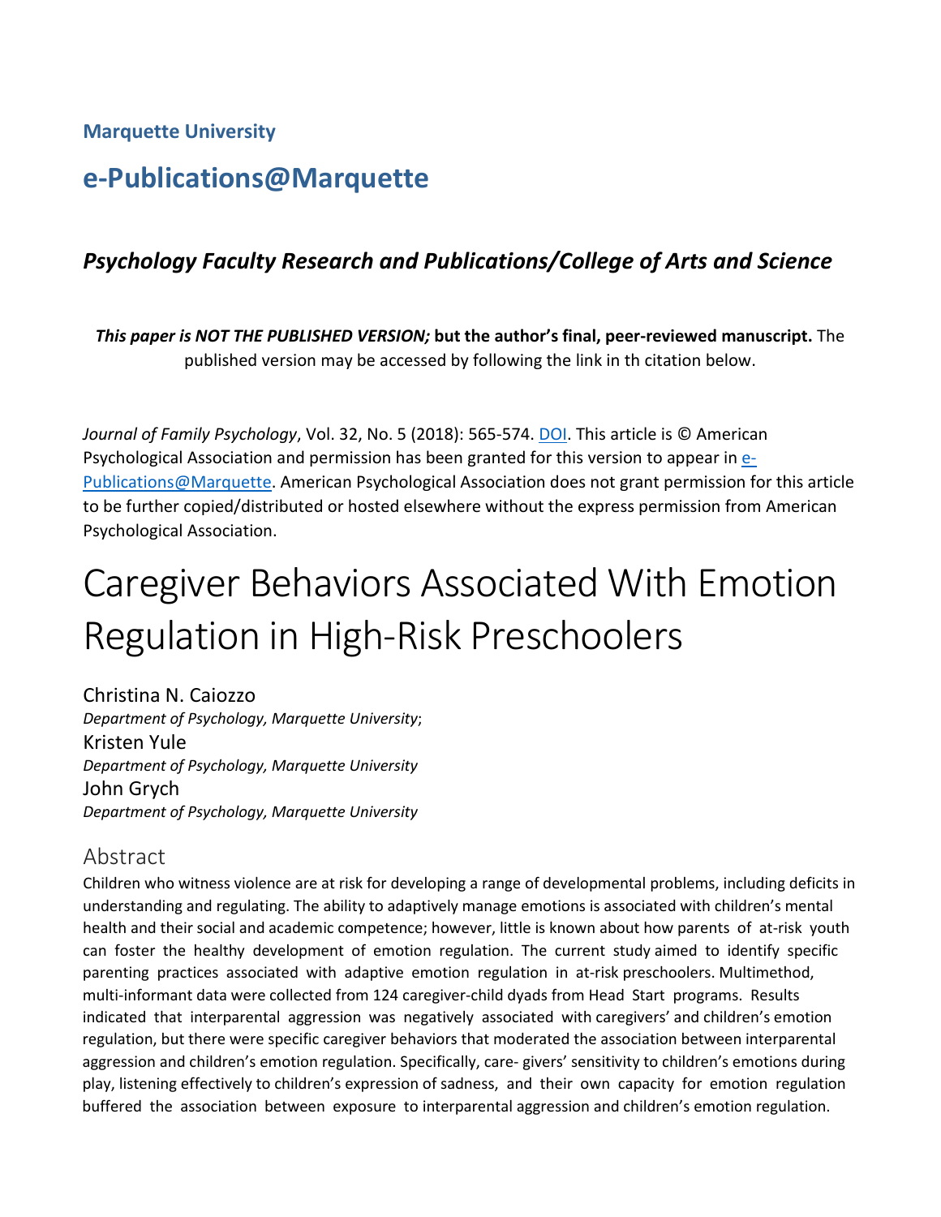**Marquette University**

# e-Publications@Marquette

## *Psychology Faculty Research and Publications/College of Arts and Science*

***This paper is NOT THE PUBLISHED VERSION;* but the author's final, peer-reviewed manuscript.** The published version may be accessed by following the link in th citation below.

*Journal of Family Psychology*, Vol. 32, No. 5 (2018): 565-574. DOI. This article is © American Psychological Association and permission has been granted for this version to appear in e-Publications@Marquette. American Psychological Association does not grant permission for this article to be further copied/distributed or hosted elsewhere without the express permission from American Psychological Association.

# Caregiver Behaviors Associated With Emotion Regulation in High-Risk Preschoolers

Christina N. Caiozzo
*Department of Psychology, Marquette University*;
Kristen Yule
*Department of Psychology, Marquette University*
John Grych
*Department of Psychology, Marquette University*

## Abstract

Children who witness violence are at risk for developing a range of developmental problems, including deficits in understanding and regulating. The ability to adaptively manage emotions is associated with children's mental health and their social and academic competence; however, little is known about how parents of at-risk youth can foster the healthy development of emotion regulation. The current study aimed to identify specific parenting practices associated with adaptive emotion regulation in at-risk preschoolers. Multimethod, multi-informant data were collected from 124 caregiver-child dyads from Head Start programs. Results indicated that interparental aggression was negatively associated with caregivers' and children's emotion regulation, but there were specific caregiver behaviors that moderated the association between interparental aggression and children's emotion regulation. Specifically, care- givers' sensitivity to children's emotions during play, listening effectively to children's expression of sadness, and their own capacity for emotion regulation buffered the association between exposure to interparental aggression and children's emotion regulation.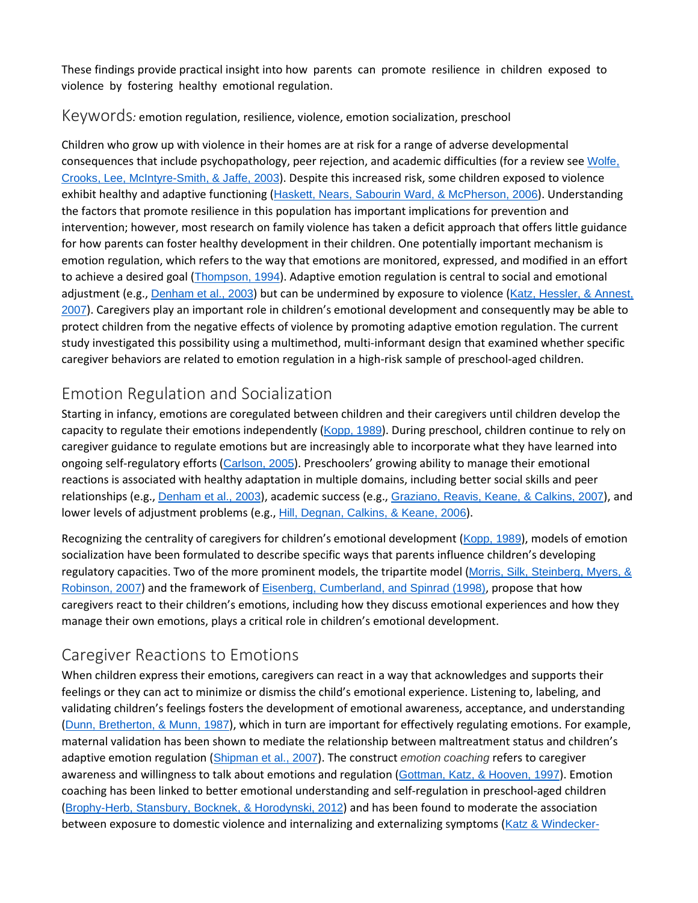These findings provide practical insight into how parents can promote resilience in children exposed to violence by fostering healthy emotional regulation.

Keywords*:* emotion regulation, resilience, violence, emotion socialization, preschool

Children who grow up with violence in their homes are at risk for a range of adverse developmental consequences that include psychopathology, peer rejection, and academic difficulties (for a review see Wolfe, Crooks, Lee, McIntyre-Smith, & Jaffe, 2003). Despite this increased risk, some children exposed to violence exhibit healthy and adaptive functioning (Haskett, Nears, Sabourin Ward, & McPherson, 2006). Understanding the factors that promote resilience in this population has important implications for prevention and intervention; however, most research on family violence has taken a deficit approach that offers little guidance for how parents can foster healthy development in their children. One potentially important mechanism is emotion regulation, which refers to the way that emotions are monitored, expressed, and modified in an effort to achieve a desired goal (Thompson, 1994). Adaptive emotion regulation is central to social and emotional adjustment (e.g., Denham et al., 2003) but can be undermined by exposure to violence (Katz, Hessler, & Annest, 2007). Caregivers play an important role in children's emotional development and consequently may be able to protect children from the negative effects of violence by promoting adaptive emotion regulation. The current study investigated this possibility using a multimethod, multi-informant design that examined whether specific caregiver behaviors are related to emotion regulation in a high-risk sample of preschool-aged children.

## Emotion Regulation and Socialization

Starting in infancy, emotions are coregulated between children and their caregivers until children develop the capacity to regulate their emotions independently (Kopp, 1989). During preschool, children continue to rely on caregiver guidance to regulate emotions but are increasingly able to incorporate what they have learned into ongoing self-regulatory efforts (Carlson, 2005). Preschoolers' growing ability to manage their emotional reactions is associated with healthy adaptation in multiple domains, including better social skills and peer relationships (e.g., Denham et al., 2003), academic success (e.g., Graziano, Reavis, Keane, & Calkins, 2007), and lower levels of adjustment problems (e.g., Hill, Degnan, Calkins, & Keane, 2006).

Recognizing the centrality of caregivers for children's emotional development (Kopp, 1989), models of emotion socialization have been formulated to describe specific ways that parents influence children's developing regulatory capacities. Two of the more prominent models, the tripartite model (Morris, Silk, Steinberg, Myers, & Robinson, 2007) and the framework of Eisenberg, Cumberland, and Spinrad (1998), propose that how caregivers react to their children's emotions, including how they discuss emotional experiences and how they manage their own emotions, plays a critical role in children's emotional development.

## Caregiver Reactions to Emotions

When children express their emotions, caregivers can react in a way that acknowledges and supports their feelings or they can act to minimize or dismiss the child's emotional experience. Listening to, labeling, and validating children's feelings fosters the development of emotional awareness, acceptance, and understanding (Dunn, Bretherton, & Munn, 1987), which in turn are important for effectively regulating emotions. For example, maternal validation has been shown to mediate the relationship between maltreatment status and children's adaptive emotion regulation (Shipman et al., 2007). The construct *emotion coaching* refers to caregiver awareness and willingness to talk about emotions and regulation (Gottman, Katz, & Hooven, 1997). Emotion coaching has been linked to better emotional understanding and self-regulation in preschool-aged children (Brophy-Herb, Stansbury, Bocknek, & Horodynski, 2012) and has been found to moderate the association between exposure to domestic violence and internalizing and externalizing symptoms (Katz & Windecker-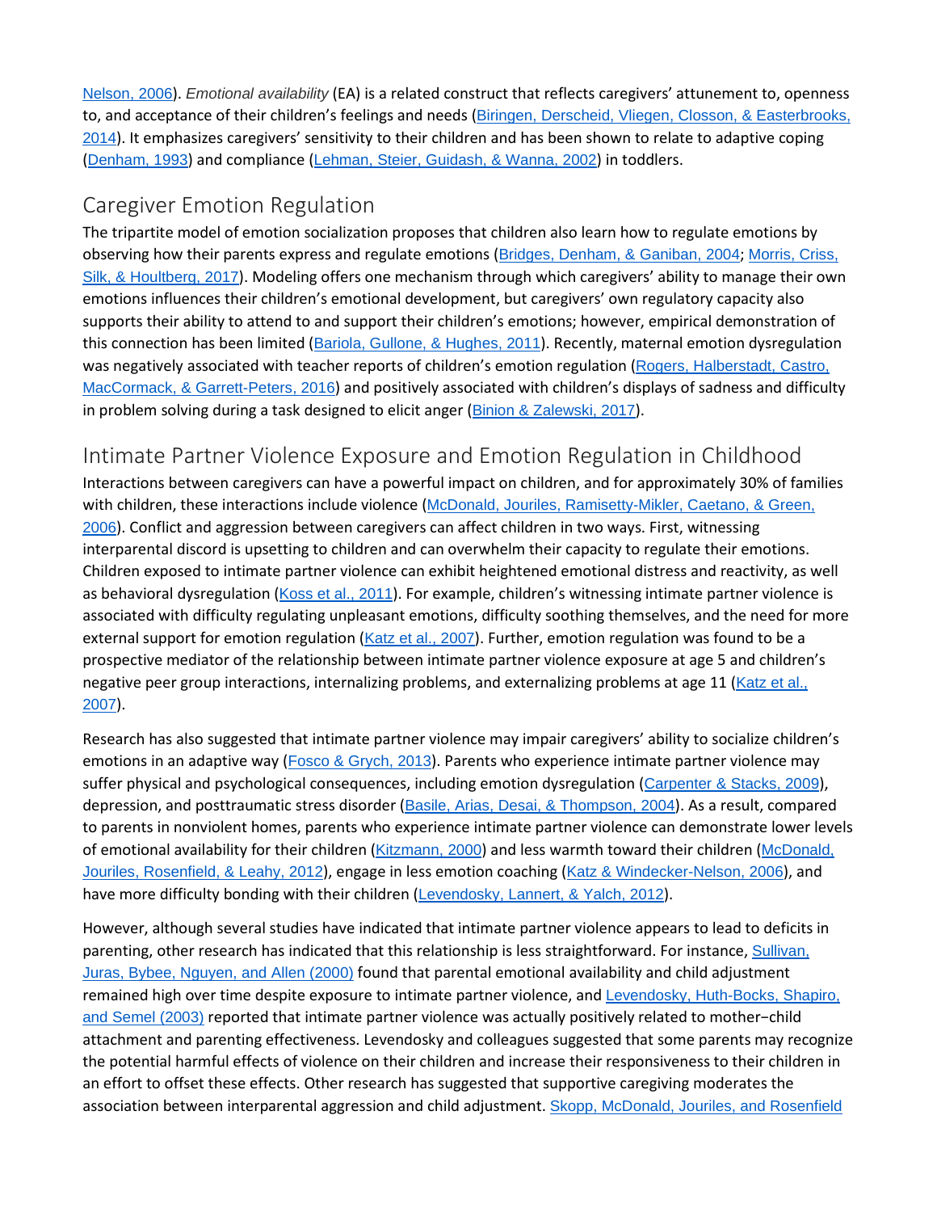Nelson, 2006). *Emotional availability* (EA) is a related construct that reflects caregivers' attunement to, openness to, and acceptance of their children's feelings and needs (Biringen, Derscheid, Vliegen, Closson, & Easterbrooks, 2014). It emphasizes caregivers' sensitivity to their children and has been shown to relate to adaptive coping (Denham, 1993) and compliance (Lehman, Steier, Guidash, & Wanna, 2002) in toddlers.

## Caregiver Emotion Regulation

The tripartite model of emotion socialization proposes that children also learn how to regulate emotions by observing how their parents express and regulate emotions (Bridges, Denham, & Ganiban, 2004; Morris, Criss, Silk, & Houltberg, 2017). Modeling offers one mechanism through which caregivers' ability to manage their own emotions influences their children's emotional development, but caregivers' own regulatory capacity also supports their ability to attend to and support their children's emotions; however, empirical demonstration of this connection has been limited (Bariola, Gullone, & Hughes, 2011). Recently, maternal emotion dysregulation was negatively associated with teacher reports of children's emotion regulation (Rogers, Halberstadt, Castro, MacCormack, & Garrett-Peters, 2016) and positively associated with children's displays of sadness and difficulty in problem solving during a task designed to elicit anger (Binion & Zalewski, 2017).

## Intimate Partner Violence Exposure and Emotion Regulation in Childhood

Interactions between caregivers can have a powerful impact on children, and for approximately 30% of families with children, these interactions include violence (McDonald, Jouriles, Ramisetty-Mikler, Caetano, & Green, 2006). Conflict and aggression between caregivers can affect children in two ways. First, witnessing interparental discord is upsetting to children and can overwhelm their capacity to regulate their emotions. Children exposed to intimate partner violence can exhibit heightened emotional distress and reactivity, as well as behavioral dysregulation (Koss et al., 2011). For example, children's witnessing intimate partner violence is associated with difficulty regulating unpleasant emotions, difficulty soothing themselves, and the need for more external support for emotion regulation (Katz et al., 2007). Further, emotion regulation was found to be a prospective mediator of the relationship between intimate partner violence exposure at age 5 and children's negative peer group interactions, internalizing problems, and externalizing problems at age 11 (Katz et al., 2007).

Research has also suggested that intimate partner violence may impair caregivers' ability to socialize children's emotions in an adaptive way (Fosco & Grych, 2013). Parents who experience intimate partner violence may suffer physical and psychological consequences, including emotion dysregulation (Carpenter & Stacks, 2009), depression, and posttraumatic stress disorder (Basile, Arias, Desai, & Thompson, 2004). As a result, compared to parents in nonviolent homes, parents who experience intimate partner violence can demonstrate lower levels of emotional availability for their children (Kitzmann, 2000) and less warmth toward their children (McDonald, Jouriles, Rosenfield, & Leahy, 2012), engage in less emotion coaching (Katz & Windecker-Nelson, 2006), and have more difficulty bonding with their children (Levendosky, Lannert, & Yalch, 2012).

However, although several studies have indicated that intimate partner violence appears to lead to deficits in parenting, other research has indicated that this relationship is less straightforward. For instance, Sullivan, Juras, Bybee, Nguyen, and Allen (2000) found that parental emotional availability and child adjustment remained high over time despite exposure to intimate partner violence, and Levendosky, Huth-Bocks, Shapiro, and Semel (2003) reported that intimate partner violence was actually positively related to mother−child attachment and parenting effectiveness. Levendosky and colleagues suggested that some parents may recognize the potential harmful effects of violence on their children and increase their responsiveness to their children in an effort to offset these effects. Other research has suggested that supportive caregiving moderates the association between interparental aggression and child adjustment. Skopp, McDonald, Jouriles, and Rosenfield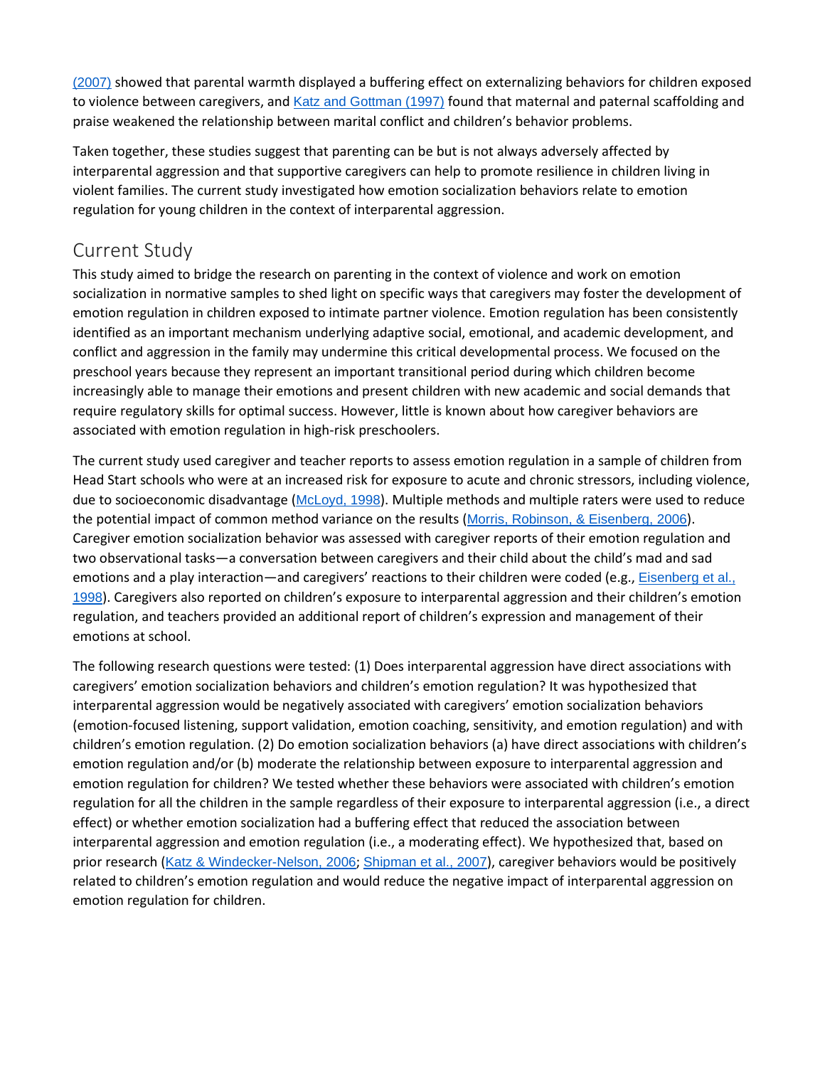(2007) showed that parental warmth displayed a buffering effect on externalizing behaviors for children exposed to violence between caregivers, and Katz and Gottman (1997) found that maternal and paternal scaffolding and praise weakened the relationship between marital conflict and children's behavior problems.

Taken together, these studies suggest that parenting can be but is not always adversely affected by interparental aggression and that supportive caregivers can help to promote resilience in children living in violent families. The current study investigated how emotion socialization behaviors relate to emotion regulation for young children in the context of interparental aggression.

## Current Study

This study aimed to bridge the research on parenting in the context of violence and work on emotion socialization in normative samples to shed light on specific ways that caregivers may foster the development of emotion regulation in children exposed to intimate partner violence. Emotion regulation has been consistently identified as an important mechanism underlying adaptive social, emotional, and academic development, and conflict and aggression in the family may undermine this critical developmental process. We focused on the preschool years because they represent an important transitional period during which children become increasingly able to manage their emotions and present children with new academic and social demands that require regulatory skills for optimal success. However, little is known about how caregiver behaviors are associated with emotion regulation in high-risk preschoolers.

The current study used caregiver and teacher reports to assess emotion regulation in a sample of children from Head Start schools who were at an increased risk for exposure to acute and chronic stressors, including violence, due to socioeconomic disadvantage (McLoyd, 1998). Multiple methods and multiple raters were used to reduce the potential impact of common method variance on the results (Morris, Robinson, & Eisenberg, 2006). Caregiver emotion socialization behavior was assessed with caregiver reports of their emotion regulation and two observational tasks—a conversation between caregivers and their child about the child's mad and sad emotions and a play interaction—and caregivers' reactions to their children were coded (e.g., Eisenberg et al., 1998). Caregivers also reported on children's exposure to interparental aggression and their children's emotion regulation, and teachers provided an additional report of children's expression and management of their emotions at school.

The following research questions were tested: (1) Does interparental aggression have direct associations with caregivers' emotion socialization behaviors and children's emotion regulation? It was hypothesized that interparental aggression would be negatively associated with caregivers' emotion socialization behaviors (emotion-focused listening, support validation, emotion coaching, sensitivity, and emotion regulation) and with children's emotion regulation. (2) Do emotion socialization behaviors (a) have direct associations with children's emotion regulation and/or (b) moderate the relationship between exposure to interparental aggression and emotion regulation for children? We tested whether these behaviors were associated with children's emotion regulation for all the children in the sample regardless of their exposure to interparental aggression (i.e., a direct effect) or whether emotion socialization had a buffering effect that reduced the association between interparental aggression and emotion regulation (i.e., a moderating effect). We hypothesized that, based on prior research (Katz & Windecker-Nelson, 2006; Shipman et al., 2007), caregiver behaviors would be positively related to children's emotion regulation and would reduce the negative impact of interparental aggression on emotion regulation for children.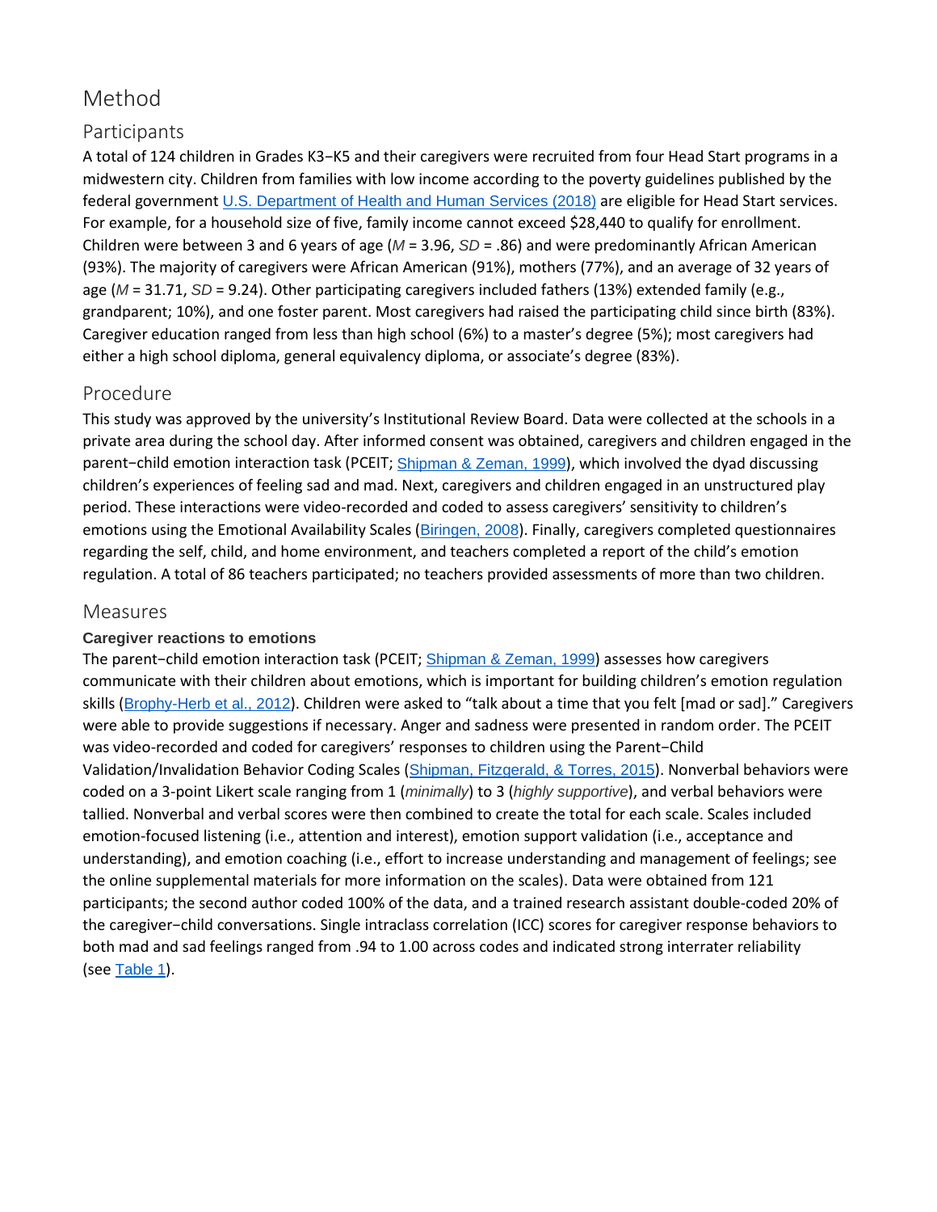# Method

## Participants

A total of 124 children in Grades K3−K5 and their caregivers were recruited from four Head Start programs in a midwestern city. Children from families with low income according to the poverty guidelines published by the federal government U.S. Department of Health and Human Services (2018) are eligible for Head Start services. For example, for a household size of five, family income cannot exceed $28,440 to qualify for enrollment. Children were between 3 and 6 years of age ($M$ = 3.96, $SD$ = .86) and were predominantly African American (93%). The majority of caregivers were African American (91%), mothers (77%), and an average of 32 years of age ($M$ = 31.71, $SD$ = 9.24). Other participating caregivers included fathers (13%) extended family (e.g., grandparent; 10%), and one foster parent. Most caregivers had raised the participating child since birth (83%). Caregiver education ranged from less than high school (6%) to a master's degree (5%); most caregivers had either a high school diploma, general equivalency diploma, or associate's degree (83%).

## Procedure

This study was approved by the university's Institutional Review Board. Data were collected at the schools in a private area during the school day. After informed consent was obtained, caregivers and children engaged in the parent−child emotion interaction task (PCEIT; Shipman & Zeman, 1999), which involved the dyad discussing children's experiences of feeling sad and mad. Next, caregivers and children engaged in an unstructured play period. These interactions were video-recorded and coded to assess caregivers' sensitivity to children's emotions using the Emotional Availability Scales (Biringen, 2008). Finally, caregivers completed questionnaires regarding the self, child, and home environment, and teachers completed a report of the child's emotion regulation. A total of 86 teachers participated; no teachers provided assessments of more than two children.

## Measures

### Caregiver reactions to emotions

The parent−child emotion interaction task (PCEIT; Shipman & Zeman, 1999) assesses how caregivers communicate with their children about emotions, which is important for building children's emotion regulation skills (Brophy-Herb et al., 2012). Children were asked to "talk about a time that you felt [mad or sad]." Caregivers were able to provide suggestions if necessary. Anger and sadness were presented in random order. The PCEIT was video-recorded and coded for caregivers' responses to children using the Parent−Child Validation/Invalidation Behavior Coding Scales (Shipman, Fitzgerald, & Torres, 2015). Nonverbal behaviors were coded on a 3-point Likert scale ranging from 1 (*minimally*) to 3 (*highly supportive*), and verbal behaviors were tallied. Nonverbal and verbal scores were then combined to create the total for each scale. Scales included emotion-focused listening (i.e., attention and interest), emotion support validation (i.e., acceptance and understanding), and emotion coaching (i.e., effort to increase understanding and management of feelings; see the online supplemental materials for more information on the scales). Data were obtained from 121 participants; the second author coded 100% of the data, and a trained research assistant double-coded 20% of the caregiver−child conversations. Single intraclass correlation (ICC) scores for caregiver response behaviors to both mad and sad feelings ranged from .94 to 1.00 across codes and indicated strong interrater reliability (see Table 1).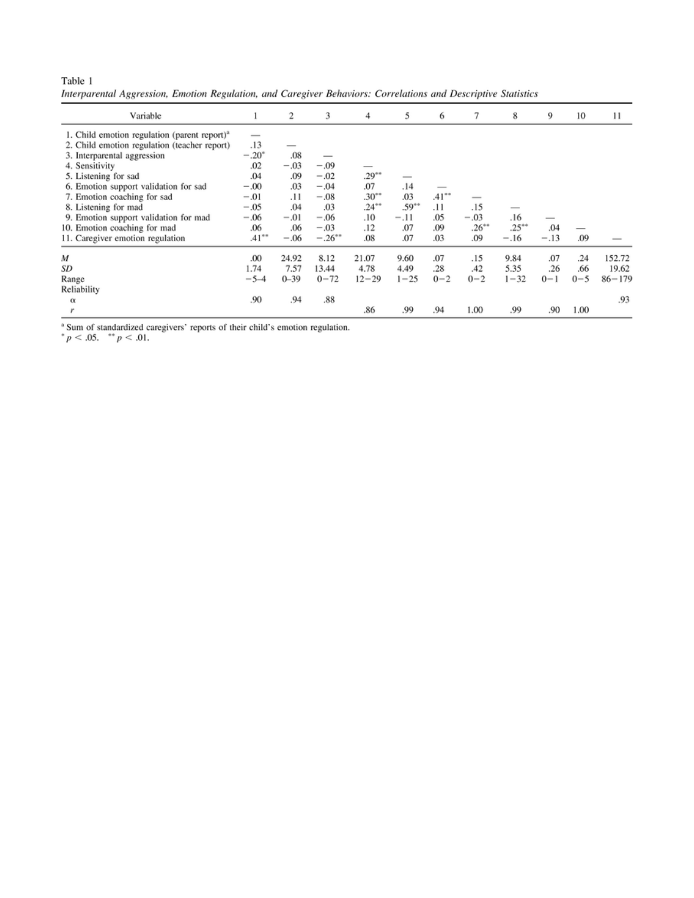Table 1

*Interparental Aggression, Emotion Regulation, and Caregiver Behaviors: Correlations and Descriptive Statistics*

| Variable | 1 | 2 | 3 | 4 | 5 | 6 | 7 | 8 | 9 | 10 | 11 |
|---|---|---|---|---|---|---|---|---|---|---|---|
| 1. Child emotion regulation (parent report)[a] | — | | | | | | | | | | |
| 2. Child emotion regulation (teacher report) | .13 | — | | | | | | | | | |
| 3. Interparental aggression | −.20* | .08 | — | | | | | | | | |
| 4. Sensitivity | .02 | −.03 | −.09 | — | | | | | | | |
| 5. Listening for sad | .04 | .09 | −.02 | .29** | — | | | | | | |
| 6. Emotion support validation for sad | −.00 | .03 | −.04 | .07 | .14 | — | | | | | |
| 7. Emotion coaching for sad | −.01 | .11 | −.08 | .30** | .03 | .41** | — | | | | |
| 8. Listening for mad | −.05 | .04 | .03 | .24** | .59** | .11 | .15 | — | | | |
| 9. Emotion support validation for mad | −.06 | −.01 | −.06 | .10 | −.11 | .05 | −.03 | .16 | — | | |
| 10. Emotion coaching for mad | .06 | .06 | −.03 | .12 | .07 | .09 | .26** | .25** | .04 | — | |
| 11. Caregiver emotion regulation | .41** | −.06 | −.26** | .08 | .07 | .03 | .09 | −.16 | −.13 | .09 | — |
| *M* | .00 | 24.92 | 8.12 | 21.07 | 9.60 | .07 | .15 | 9.84 | .07 | .24 | 152.72 |
| *SD* | 1.74 | 7.57 | 13.44 | 4.78 | 4.49 | .28 | .42 | 5.35 | .26 | .66 | 19.62 |
| Range | −5–4 | 0–39 | 0–72 | 12–29 | 1–25 | 0–2 | 0–2 | 1–32 | 0–1 | 0–5 | 86–179 |
| Reliability | | | | | | | | | | | |
| α | .90 | .94 | .88 | | | | | | | | .93 |
| *r* | | | | .86 | .99 | .94 | 1.00 | .99 | .90 | 1.00 | |

[a] Sum of standardized caregivers' reports of their child's emotion regulation.
\* $p < .05$. \*\* $p < .01$.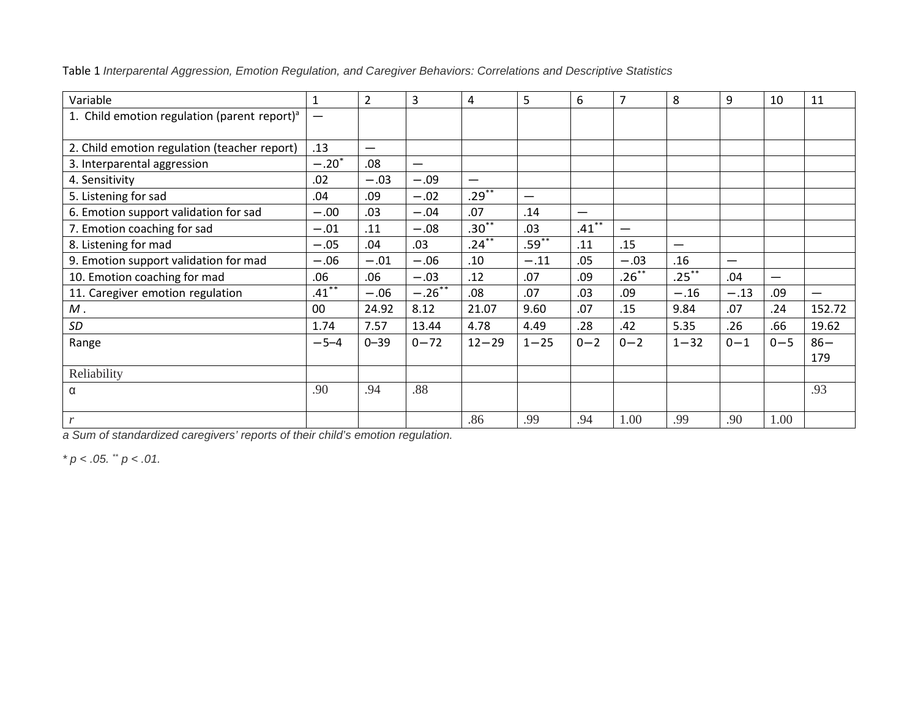Table 1 *Interparental Aggression, Emotion Regulation, and Caregiver Behaviors: Correlations and Descriptive Statistics*

| Variable | 1 | 2 | 3 | 4 | 5 | 6 | 7 | 8 | 9 | 10 | 11 |
|---|---|---|---|---|---|---|---|---|---|---|---|
| 1. Child emotion regulation (parent report)[a] | — | | | | | | | | | | |
| 2. Child emotion regulation (teacher report) | .13 | — | | | | | | | | | |
| 3. Interparental aggression | −.20* | .08 | — | | | | | | | | |
| 4. Sensitivity | .02 | −.03 | −.09 | — | | | | | | | |
| 5. Listening for sad | .04 | .09 | −.02 | .29** | — | | | | | | |
| 6. Emotion support validation for sad | −.00 | .03 | −.04 | .07 | .14 | — | | | | | |
| 7. Emotion coaching for sad | −.01 | .11 | −.08 | .30** | .03 | .41** | — | | | | |
| 8. Listening for mad | −.05 | .04 | .03 | .24** | .59** | .11 | .15 | — | | | |
| 9. Emotion support validation for mad | −.06 | −.01 | −.06 | .10 | −.11 | .05 | −.03 | .16 | — | | |
| 10. Emotion coaching for mad | .06 | .06 | −.03 | .12 | .07 | .09 | .26** | .25** | .04 | — | |
| 11. Caregiver emotion regulation | .41** | −.06 | −.26** | .08 | .07 | .03 | .09 | −.16 | −.13 | .09 | — |
| *M* . | 00 | 24.92 | 8.12 | 21.07 | 9.60 | .07 | .15 | 9.84 | .07 | .24 | 152.72 |
| *SD* | 1.74 | 7.57 | 13.44 | 4.78 | 4.49 | .28 | .42 | 5.35 | .26 | .66 | 19.62 |
| Range | −5–4 | 0–39 | 0−72 | 12−29 | 1−25 | 0−2 | 0−2 | 1−32 | 0−1 | 0−5 | 86−179 |
| Reliability | | | | | | | | | | | |
| α | .90 | .94 | .88 | | | | | | | | .93 |
| *r* | | | | .86 | .99 | .94 | 1.00 | .99 | .90 | 1.00 | |

*a Sum of standardized caregivers' reports of their child's emotion regulation.*

*\* p < .05. \*\* p < .01.*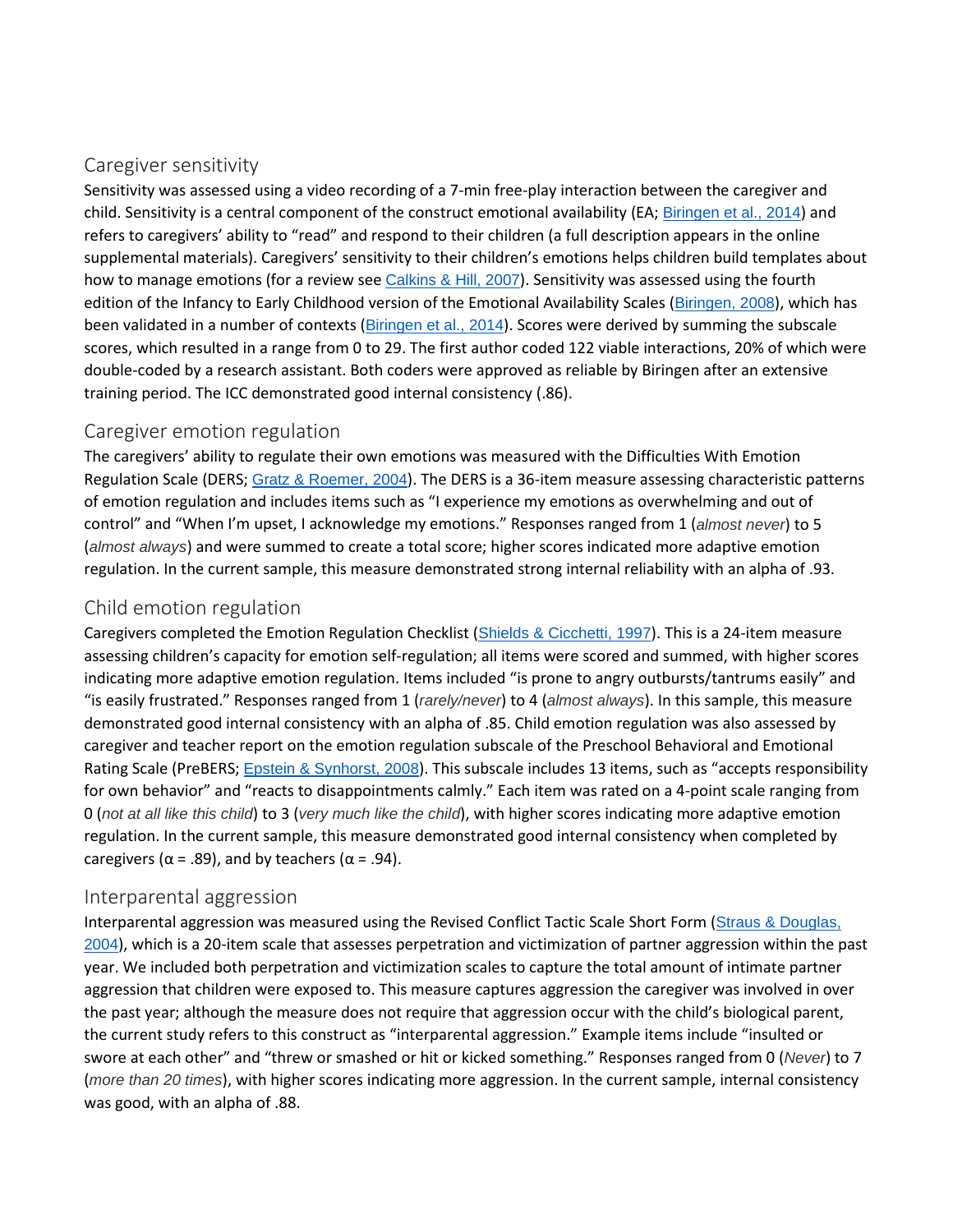### Caregiver sensitivity

Sensitivity was assessed using a video recording of a 7-min free-play interaction between the caregiver and child. Sensitivity is a central component of the construct emotional availability (EA; Biringen et al., 2014) and refers to caregivers' ability to "read" and respond to their children (a full description appears in the online supplemental materials). Caregivers' sensitivity to their children's emotions helps children build templates about how to manage emotions (for a review see Calkins & Hill, 2007). Sensitivity was assessed using the fourth edition of the Infancy to Early Childhood version of the Emotional Availability Scales (Biringen, 2008), which has been validated in a number of contexts (Biringen et al., 2014). Scores were derived by summing the subscale scores, which resulted in a range from 0 to 29. The first author coded 122 viable interactions, 20% of which were double-coded by a research assistant. Both coders were approved as reliable by Biringen after an extensive training period. The ICC demonstrated good internal consistency (.86).

### Caregiver emotion regulation

The caregivers' ability to regulate their own emotions was measured with the Difficulties With Emotion Regulation Scale (DERS; Gratz & Roemer, 2004). The DERS is a 36-item measure assessing characteristic patterns of emotion regulation and includes items such as "I experience my emotions as overwhelming and out of control" and "When I'm upset, I acknowledge my emotions." Responses ranged from 1 (*almost never*) to 5 (*almost always*) and were summed to create a total score; higher scores indicated more adaptive emotion regulation. In the current sample, this measure demonstrated strong internal reliability with an alpha of .93.

### Child emotion regulation

Caregivers completed the Emotion Regulation Checklist (Shields & Cicchetti, 1997). This is a 24-item measure assessing children's capacity for emotion self-regulation; all items were scored and summed, with higher scores indicating more adaptive emotion regulation. Items included "is prone to angry outbursts/tantrums easily" and "is easily frustrated." Responses ranged from 1 (*rarely/never*) to 4 (*almost always*). In this sample, this measure demonstrated good internal consistency with an alpha of .85. Child emotion regulation was also assessed by caregiver and teacher report on the emotion regulation subscale of the Preschool Behavioral and Emotional Rating Scale (PreBERS; Epstein & Synhorst, 2008). This subscale includes 13 items, such as "accepts responsibility for own behavior" and "reacts to disappointments calmly." Each item was rated on a 4-point scale ranging from 0 (*not at all like this child*) to 3 (*very much like the child*), with higher scores indicating more adaptive emotion regulation. In the current sample, this measure demonstrated good internal consistency when completed by caregivers ($\alpha$ = .89), and by teachers ($\alpha$ = .94).

### Interparental aggression

Interparental aggression was measured using the Revised Conflict Tactic Scale Short Form (Straus & Douglas, 2004), which is a 20-item scale that assesses perpetration and victimization of partner aggression within the past year. We included both perpetration and victimization scales to capture the total amount of intimate partner aggression that children were exposed to. This measure captures aggression the caregiver was involved in over the past year; although the measure does not require that aggression occur with the child's biological parent, the current study refers to this construct as "interparental aggression." Example items include "insulted or swore at each other" and "threw or smashed or hit or kicked something." Responses ranged from 0 (*Never*) to 7 (*more than 20 times*), with higher scores indicating more aggression. In the current sample, internal consistency was good, with an alpha of .88.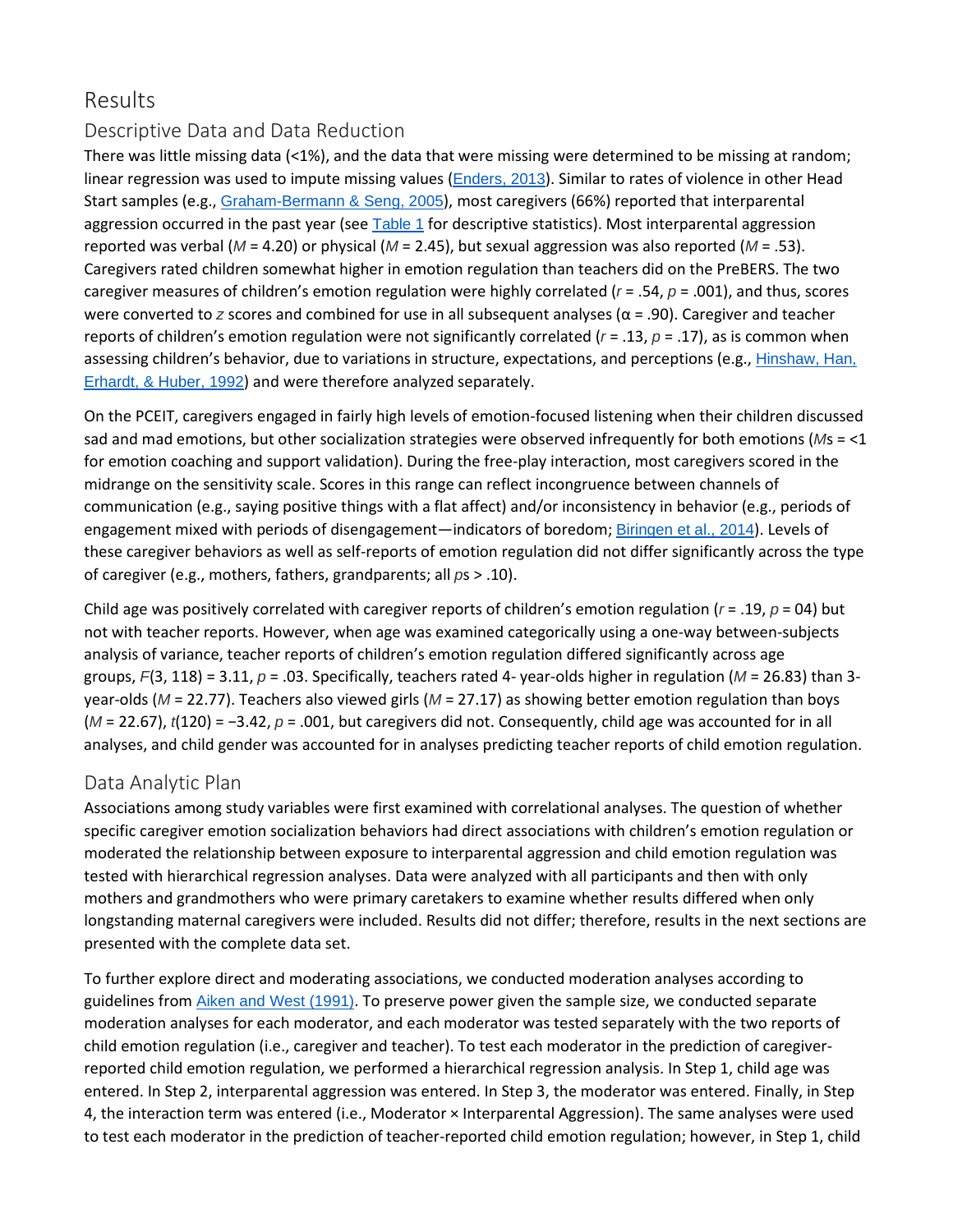# Results

## Descriptive Data and Data Reduction

There was little missing data (<1%), and the data that were missing were determined to be missing at random; linear regression was used to impute missing values (Enders, 2013). Similar to rates of violence in other Head Start samples (e.g., Graham-Bermann & Seng, 2005), most caregivers (66%) reported that interparental aggression occurred in the past year (see Table 1 for descriptive statistics). Most interparental aggression reported was verbal ($M$ = 4.20) or physical ($M$ = 2.45), but sexual aggression was also reported ($M$ = .53). Caregivers rated children somewhat higher in emotion regulation than teachers did on the PreBERS. The two caregiver measures of children's emotion regulation were highly correlated ($r$ = .54, $p$ = .001), and thus, scores were converted to $z$ scores and combined for use in all subsequent analyses ($\alpha$ = .90). Caregiver and teacher reports of children's emotion regulation were not significantly correlated ($r$ = .13, $p$ = .17), as is common when assessing children's behavior, due to variations in structure, expectations, and perceptions (e.g., Hinshaw, Han, Erhardt, & Huber, 1992) and were therefore analyzed separately.

On the PCEIT, caregivers engaged in fairly high levels of emotion-focused listening when their children discussed sad and mad emotions, but other socialization strategies were observed infrequently for both emotions ($M$s = <1 for emotion coaching and support validation). During the free-play interaction, most caregivers scored in the midrange on the sensitivity scale. Scores in this range can reflect incongruence between channels of communication (e.g., saying positive things with a flat affect) and/or inconsistency in behavior (e.g., periods of engagement mixed with periods of disengagement—indicators of boredom; Biringen et al., 2014). Levels of these caregiver behaviors as well as self-reports of emotion regulation did not differ significantly across the type of caregiver (e.g., mothers, fathers, grandparents; all $p$s > .10).

Child age was positively correlated with caregiver reports of children's emotion regulation ($r$ = .19, $p$ = 04) but not with teacher reports. However, when age was examined categorically using a one-way between-subjects analysis of variance, teacher reports of children's emotion regulation differed significantly across age groups, $F(3, 118) = 3.11$, $p$ = .03. Specifically, teachers rated 4- year-olds higher in regulation ($M$ = 26.83) than 3-year-olds ($M$ = 22.77). Teachers also viewed girls ($M$ = 27.17) as showing better emotion regulation than boys ($M$ = 22.67), $t(120) = -3.42$, $p$ = .001, but caregivers did not. Consequently, child age was accounted for in all analyses, and child gender was accounted for in analyses predicting teacher reports of child emotion regulation.

## Data Analytic Plan

Associations among study variables were first examined with correlational analyses. The question of whether specific caregiver emotion socialization behaviors had direct associations with children's emotion regulation or moderated the relationship between exposure to interparental aggression and child emotion regulation was tested with hierarchical regression analyses. Data were analyzed with all participants and then with only mothers and grandmothers who were primary caretakers to examine whether results differed when only longstanding maternal caregivers were included. Results did not differ; therefore, results in the next sections are presented with the complete data set.

To further explore direct and moderating associations, we conducted moderation analyses according to guidelines from Aiken and West (1991). To preserve power given the sample size, we conducted separate moderation analyses for each moderator, and each moderator was tested separately with the two reports of child emotion regulation (i.e., caregiver and teacher). To test each moderator in the prediction of caregiver-reported child emotion regulation, we performed a hierarchical regression analysis. In Step 1, child age was entered. In Step 2, interparental aggression was entered. In Step 3, the moderator was entered. Finally, in Step 4, the interaction term was entered (i.e., Moderator × Interparental Aggression). The same analyses were used to test each moderator in the prediction of teacher-reported child emotion regulation; however, in Step 1, child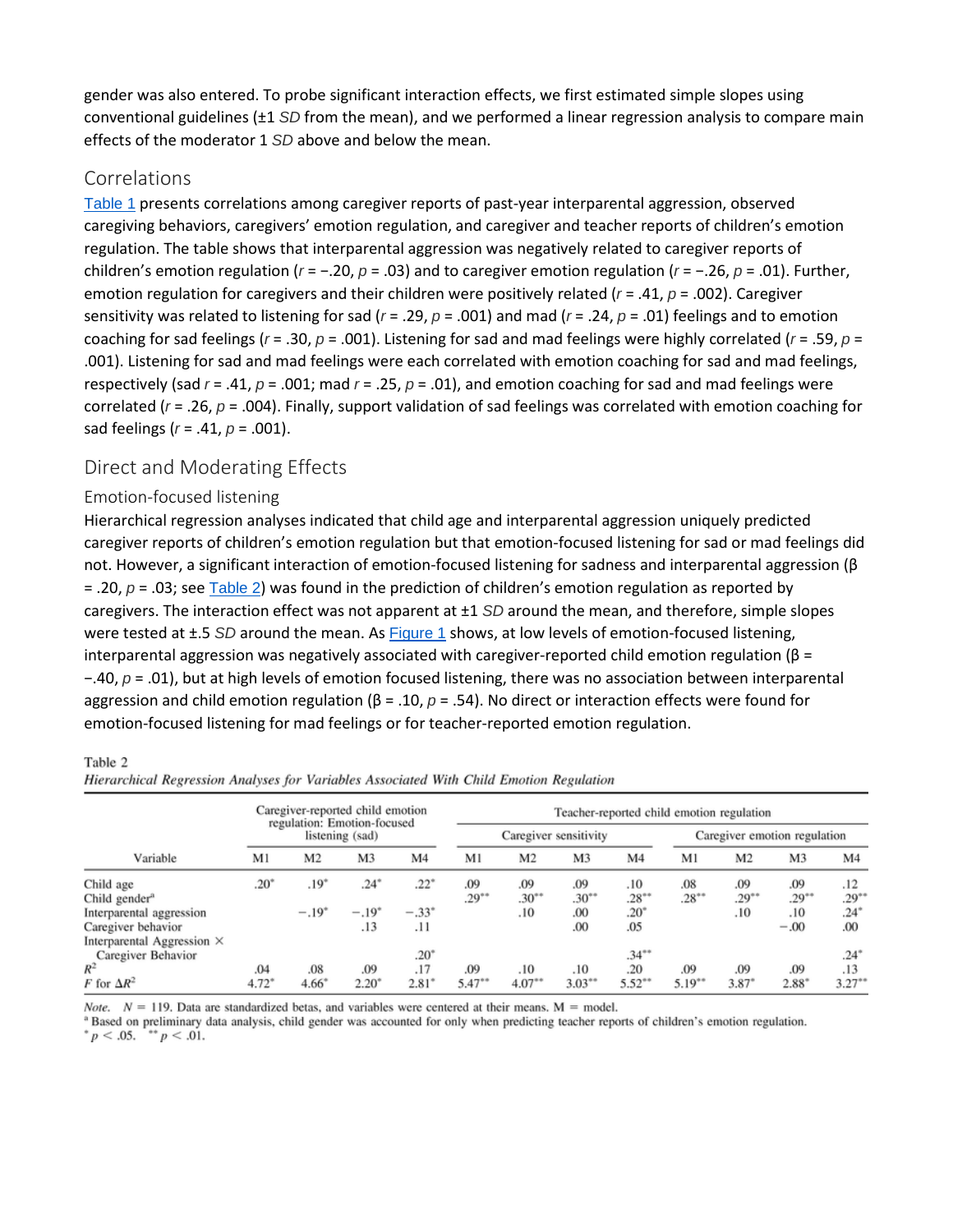gender was also entered. To probe significant interaction effects, we first estimated simple slopes using conventional guidelines (±1 *SD* from the mean), and we performed a linear regression analysis to compare main effects of the moderator 1 *SD* above and below the mean.

## Correlations

Table 1 presents correlations among caregiver reports of past-year interparental aggression, observed caregiving behaviors, caregivers' emotion regulation, and caregiver and teacher reports of children's emotion regulation. The table shows that interparental aggression was negatively related to caregiver reports of children's emotion regulation ($r$ = −.20, $p$ = .03) and to caregiver emotion regulation ($r$ = −.26, $p$ = .01). Further, emotion regulation for caregivers and their children were positively related ($r$ = .41, $p$ = .002). Caregiver sensitivity was related to listening for sad ($r$ = .29, $p$ = .001) and mad ($r$ = .24, $p$ = .01) feelings and to emotion coaching for sad feelings ($r$ = .30, $p$ = .001). Listening for sad and mad feelings were highly correlated ($r$ = .59, $p$ = .001). Listening for sad and mad feelings were each correlated with emotion coaching for sad and mad feelings, respectively (sad $r$ = .41, $p$ = .001; mad $r$ = .25, $p$ = .01), and emotion coaching for sad and mad feelings were correlated ($r$ = .26, $p$ = .004). Finally, support validation of sad feelings was correlated with emotion coaching for sad feelings ($r$ = .41, $p$ = .001).

## Direct and Moderating Effects

### Emotion-focused listening

Hierarchical regression analyses indicated that child age and interparental aggression uniquely predicted caregiver reports of children's emotion regulation but that emotion-focused listening for sad or mad feelings did not. However, a significant interaction of emotion-focused listening for sadness and interparental aggression (β = .20, $p$ = .03; see Table 2) was found in the prediction of children's emotion regulation as reported by caregivers. The interaction effect was not apparent at ±1 *SD* around the mean, and therefore, simple slopes were tested at ±.5 *SD* around the mean. As Figure 1 shows, at low levels of emotion-focused listening, interparental aggression was negatively associated with caregiver-reported child emotion regulation (β = −.40, $p$ = .01), but at high levels of emotion focused listening, there was no association between interparental aggression and child emotion regulation (β = .10, $p$ = .54). No direct or interaction effects were found for emotion-focused listening for mad feelings or for teacher-reported emotion regulation.

Table 2
*Hierarchical Regression Analyses for Variables Associated With Child Emotion Regulation*

| Variable | Caregiver-reported child emotion regulation: Emotion-focused listening (sad) | | | | Teacher-reported child emotion regulation | | | | | | | |
|---|---|---|---|---|---|---|---|---|---|---|---|---|
| | | | | | Caregiver sensitivity | | | | Caregiver emotion regulation | | | |
| | M1 | M2 | M3 | M4 | M1 | M2 | M3 | M4 | M1 | M2 | M3 | M4 |
| Child age | .20* | .19* | .24* | .22* | .09 | .09 | .09 | .10 | .08 | .09 | .09 | .12 |
| Child gender[a] | | | | | .29** | .30** | .30** | .28** | .28** | .29** | .29** | .29** |
| Interparental aggression | | −.19* | −.19* | −.33* | | .10 | .00 | .20* | | .10 | .10 | .24* |
| Caregiver behavior | | | .13 | .11 | | | .00 | .05 | | | −.00 | .00 |
| Interparental Aggression × Caregiver Behavior | | | | .20* | | | | .34** | | | | .24* |
| $R^2$ | .04 | .08 | .09 | .17 | .09 | .10 | .10 | .20 | .09 | .09 | .09 | .13 |
| $F$ for $\Delta R^2$ | 4.72* | 4.66* | 2.20* | 2.81* | 5.47** | 4.07** | 3.03** | 5.52** | 5.19** | 3.87* | 2.88* | 3.27** |

*Note.* $N$ = 119. Data are standardized betas, and variables were centered at their means. M = model.
[a] Based on preliminary data analysis, child gender was accounted for only when predicting teacher reports of children's emotion regulation.
* $p < .05$. ** $p < .01$.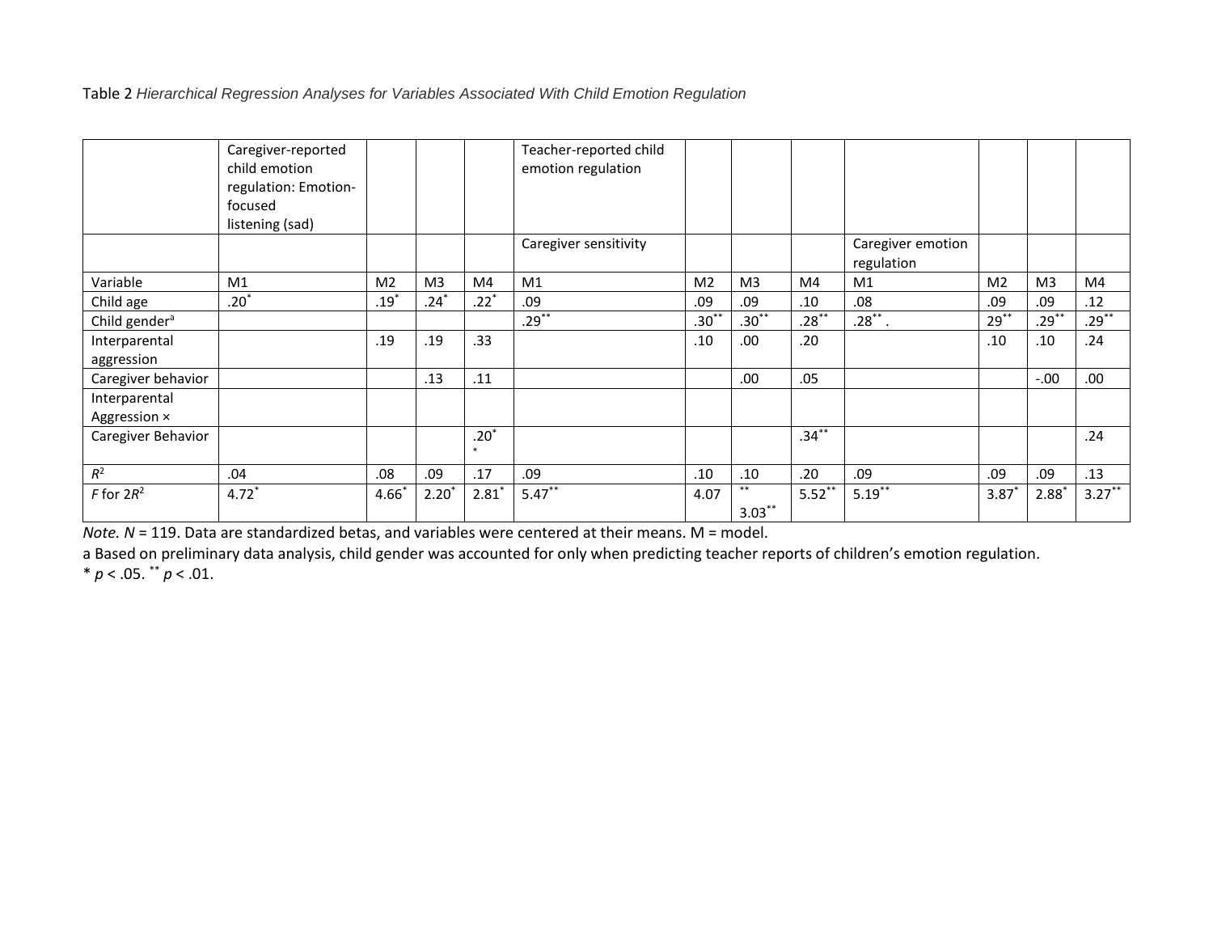Table 2 *Hierarchical Regression Analyses for Variables Associated With Child Emotion Regulation*

| | Caregiver-reported child emotion regulation: Emotion-focused listening (sad) | | | | Teacher-reported child emotion regulation | | | | | | | |
|---|---|---|---|---|---|---|---|---|---|---|---|---|
| | | | | | Caregiver sensitivity | | | | Caregiver emotion regulation | | | |
| Variable | M1 | M2 | M3 | M4 | M1 | M2 | M3 | M4 | M1 | M2 | M3 | M4 |
| Child age | .20* | .19* | .24* | .22* | .09 | .09 | .09 | .10 | .08 | .09 | .09 | .12 |
| Child gender[a] | | | | | .29** | .30** | .30** | .28** | .28** . | 29** | .29** | .29** |
| Interparental aggression | | .19 | .19 | .33 | | .10 | .00 | .20 | | .10 | .10 | .24 |
| Caregiver behavior | | | .13 | .11 | | | .00 | .05 | | | -.00 | .00 |
| Interparental Aggression × Caregiver Behavior | | | | .20** | | | | .34** | | | | .24 |
| $R^2$ | .04 | .08 | .09 | .17 | .09 | .10 | .10 | .20 | .09 | .09 | .09 | .13 |
| $F$ for $2R^2$ | 4.72* | 4.66* | 2.20* | 2.81* | 5.47** | 4.07 | ** 3.03** | 5.52** | 5.19** | 3.87* | 2.88* | 3.27** |

*Note.* $N$ = 119. Data are standardized betas, and variables were centered at their means. M = model.

a Based on preliminary data analysis, child gender was accounted for only when predicting teacher reports of children's emotion regulation.

* $p < .05$. ** $p < .01$.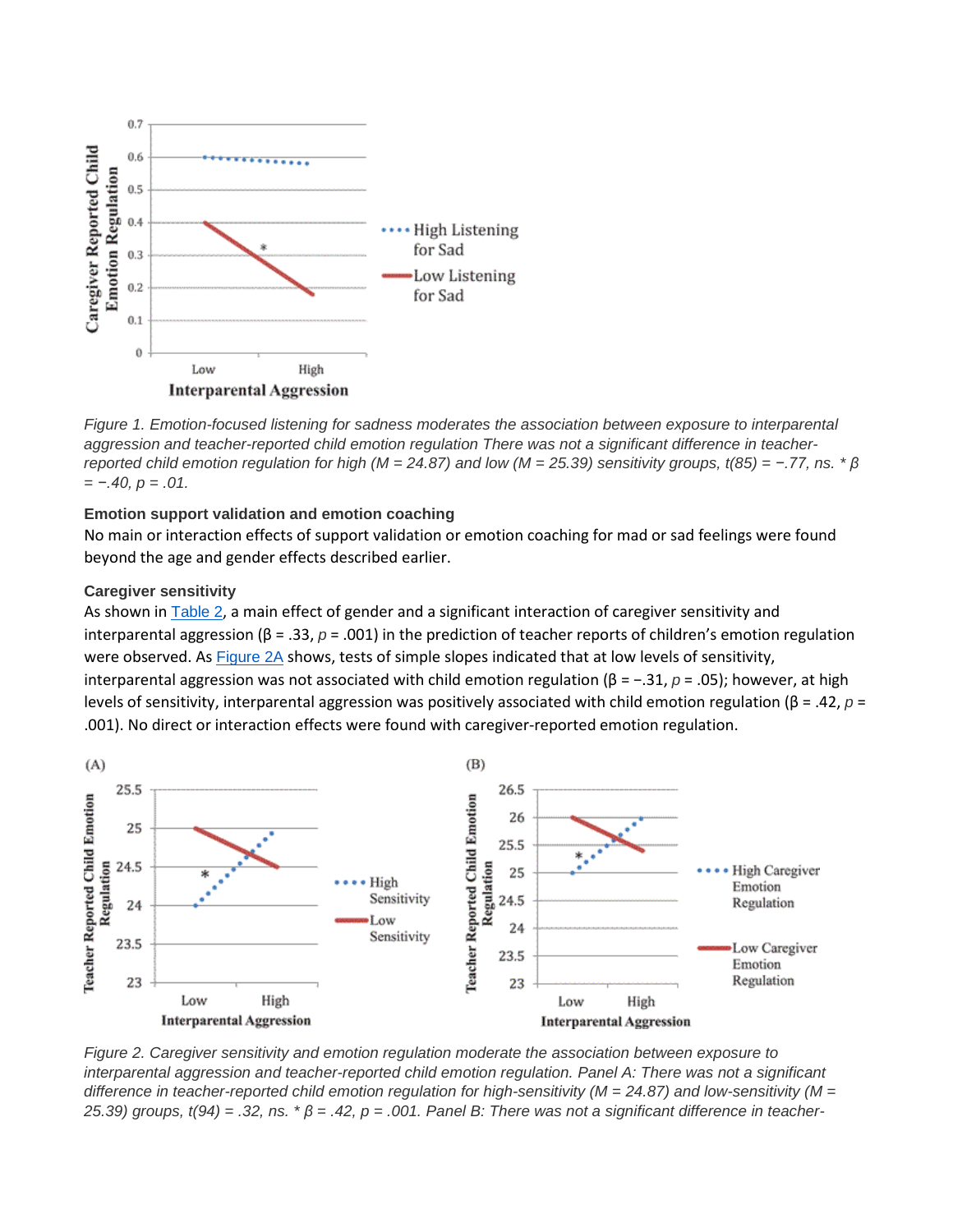*Figure 1. Emotion-focused listening for sadness moderates the association between exposure to interparental aggression and teacher-reported child emotion regulation There was not a significant difference in teacher-reported child emotion regulation for high (M = 24.87) and low (M = 25.39) sensitivity groups, t(85) = −.77, ns. * β = −.40, p = .01.*

**Emotion support validation and emotion coaching**

No main or interaction effects of support validation or emotion coaching for mad or sad feelings were found beyond the age and gender effects described earlier.

**Caregiver sensitivity**

As shown in Table 2, a main effect of gender and a significant interaction of caregiver sensitivity and interparental aggression (β = .33, *p* = .001) in the prediction of teacher reports of children's emotion regulation were observed. As Figure 2A shows, tests of simple slopes indicated that at low levels of sensitivity, interparental aggression was not associated with child emotion regulation (β = −.31, *p* = .05); however, at high levels of sensitivity, interparental aggression was positively associated with child emotion regulation (β = .42, *p* = .001). No direct or interaction effects were found with caregiver-reported emotion regulation.

*Figure 2. Caregiver sensitivity and emotion regulation moderate the association between exposure to interparental aggression and teacher-reported child emotion regulation. Panel A: There was not a significant difference in teacher-reported child emotion regulation for high-sensitivity (M = 24.87) and low-sensitivity (M = 25.39) groups, t(94) = .32, ns. * β = .42, p = .001. Panel B: There was not a significant difference in teacher-*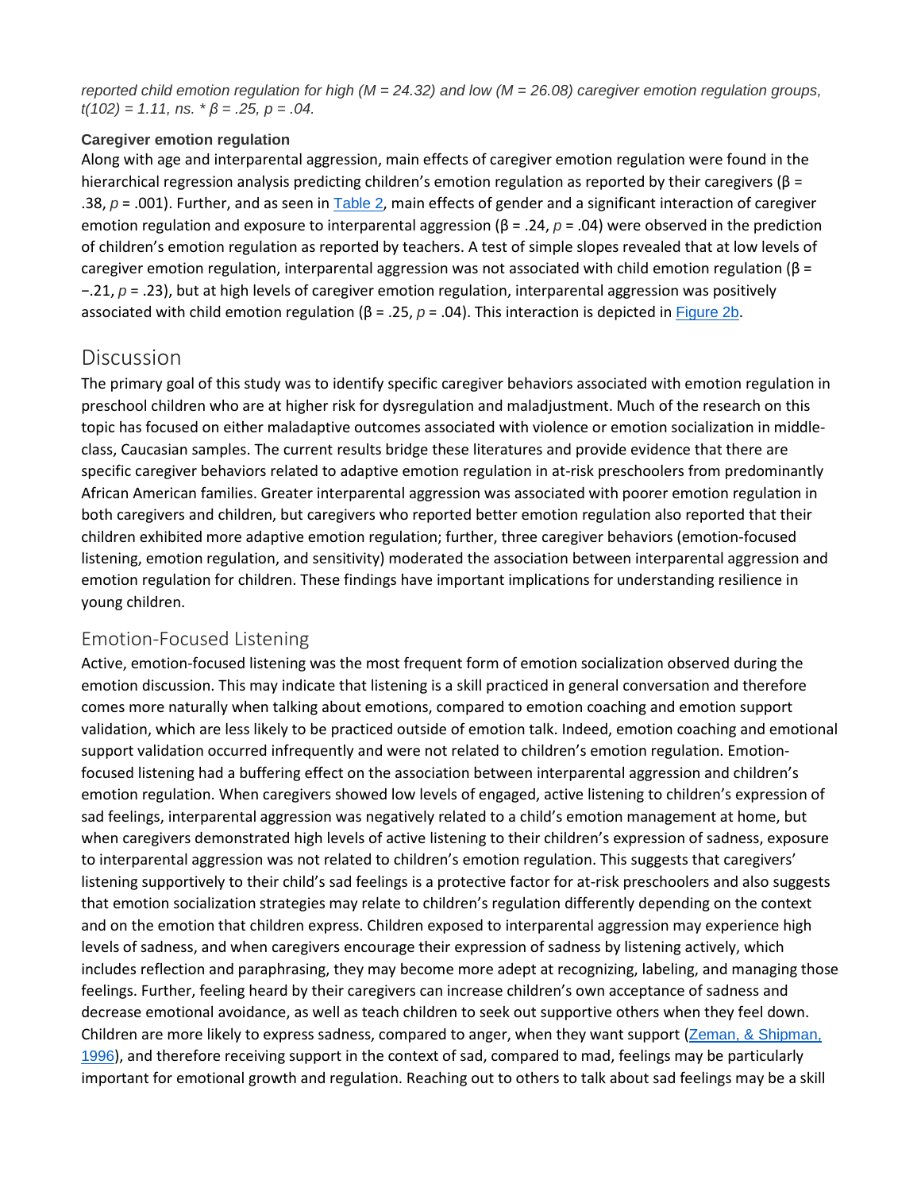*reported child emotion regulation for high ($M = 24.32$) and low ($M = 26.08$) caregiver emotion regulation groups, $t(102) = 1.11$, ns. * $\beta = .25$, $p = .04$.*

### Caregiver emotion regulation

Along with age and interparental aggression, main effects of caregiver emotion regulation were found in the hierarchical regression analysis predicting children's emotion regulation as reported by their caregivers ($\beta = .38$, $p = .001$). Further, and as seen in Table 2, main effects of gender and a significant interaction of caregiver emotion regulation and exposure to interparental aggression ($\beta = .24$, $p = .04$) were observed in the prediction of children's emotion regulation as reported by teachers. A test of simple slopes revealed that at low levels of caregiver emotion regulation, interparental aggression was not associated with child emotion regulation ($\beta = -.21$, $p = .23$), but at high levels of caregiver emotion regulation, interparental aggression was positively associated with child emotion regulation ($\beta = .25$, $p = .04$). This interaction is depicted in Figure 2b.

## Discussion

The primary goal of this study was to identify specific caregiver behaviors associated with emotion regulation in preschool children who are at higher risk for dysregulation and maladjustment. Much of the research on this topic has focused on either maladaptive outcomes associated with violence or emotion socialization in middle-class, Caucasian samples. The current results bridge these literatures and provide evidence that there are specific caregiver behaviors related to adaptive emotion regulation in at-risk preschoolers from predominantly African American families. Greater interparental aggression was associated with poorer emotion regulation in both caregivers and children, but caregivers who reported better emotion regulation also reported that their children exhibited more adaptive emotion regulation; further, three caregiver behaviors (emotion-focused listening, emotion regulation, and sensitivity) moderated the association between interparental aggression and emotion regulation for children. These findings have important implications for understanding resilience in young children.

### Emotion-Focused Listening

Active, emotion-focused listening was the most frequent form of emotion socialization observed during the emotion discussion. This may indicate that listening is a skill practiced in general conversation and therefore comes more naturally when talking about emotions, compared to emotion coaching and emotion support validation, which are less likely to be practiced outside of emotion talk. Indeed, emotion coaching and emotional support validation occurred infrequently and were not related to children's emotion regulation. Emotion-focused listening had a buffering effect on the association between interparental aggression and children's emotion regulation. When caregivers showed low levels of engaged, active listening to children's expression of sad feelings, interparental aggression was negatively related to a child's emotion management at home, but when caregivers demonstrated high levels of active listening to their children's expression of sadness, exposure to interparental aggression was not related to children's emotion regulation. This suggests that caregivers' listening supportively to their child's sad feelings is a protective factor for at-risk preschoolers and also suggests that emotion socialization strategies may relate to children's regulation differently depending on the context and on the emotion that children express. Children exposed to interparental aggression may experience high levels of sadness, and when caregivers encourage their expression of sadness by listening actively, which includes reflection and paraphrasing, they may become more adept at recognizing, labeling, and managing those feelings. Further, feeling heard by their caregivers can increase children's own acceptance of sadness and decrease emotional avoidance, as well as teach children to seek out supportive others when they feel down. Children are more likely to express sadness, compared to anger, when they want support (Zeman, & Shipman, 1996), and therefore receiving support in the context of sad, compared to mad, feelings may be particularly important for emotional growth and regulation. Reaching out to others to talk about sad feelings may be a skill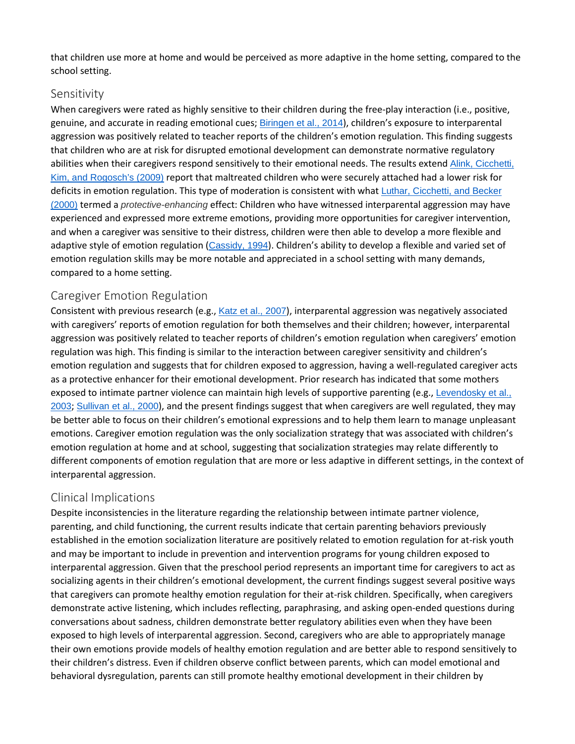that children use more at home and would be perceived as more adaptive in the home setting, compared to the school setting.

## Sensitivity

When caregivers were rated as highly sensitive to their children during the free-play interaction (i.e., positive, genuine, and accurate in reading emotional cues; Biringen et al., 2014), children's exposure to interparental aggression was positively related to teacher reports of the children's emotion regulation. This finding suggests that children who are at risk for disrupted emotional development can demonstrate normative regulatory abilities when their caregivers respond sensitively to their emotional needs. The results extend Alink, Cicchetti, Kim, and Rogosch's (2009) report that maltreated children who were securely attached had a lower risk for deficits in emotion regulation. This type of moderation is consistent with what Luthar, Cicchetti, and Becker (2000) termed a *protective-enhancing* effect: Children who have witnessed interparental aggression may have experienced and expressed more extreme emotions, providing more opportunities for caregiver intervention, and when a caregiver was sensitive to their distress, children were then able to develop a more flexible and adaptive style of emotion regulation (Cassidy, 1994). Children's ability to develop a flexible and varied set of emotion regulation skills may be more notable and appreciated in a school setting with many demands, compared to a home setting.

## Caregiver Emotion Regulation

Consistent with previous research (e.g., Katz et al., 2007), interparental aggression was negatively associated with caregivers' reports of emotion regulation for both themselves and their children; however, interparental aggression was positively related to teacher reports of children's emotion regulation when caregivers' emotion regulation was high. This finding is similar to the interaction between caregiver sensitivity and children's emotion regulation and suggests that for children exposed to aggression, having a well-regulated caregiver acts as a protective enhancer for their emotional development. Prior research has indicated that some mothers exposed to intimate partner violence can maintain high levels of supportive parenting (e.g., Levendosky et al., 2003; Sullivan et al., 2000), and the present findings suggest that when caregivers are well regulated, they may be better able to focus on their children's emotional expressions and to help them learn to manage unpleasant emotions. Caregiver emotion regulation was the only socialization strategy that was associated with children's emotion regulation at home and at school, suggesting that socialization strategies may relate differently to different components of emotion regulation that are more or less adaptive in different settings, in the context of interparental aggression.

## Clinical Implications

Despite inconsistencies in the literature regarding the relationship between intimate partner violence, parenting, and child functioning, the current results indicate that certain parenting behaviors previously established in the emotion socialization literature are positively related to emotion regulation for at-risk youth and may be important to include in prevention and intervention programs for young children exposed to interparental aggression. Given that the preschool period represents an important time for caregivers to act as socializing agents in their children's emotional development, the current findings suggest several positive ways that caregivers can promote healthy emotion regulation for their at-risk children. Specifically, when caregivers demonstrate active listening, which includes reflecting, paraphrasing, and asking open-ended questions during conversations about sadness, children demonstrate better regulatory abilities even when they have been exposed to high levels of interparental aggression. Second, caregivers who are able to appropriately manage their own emotions provide models of healthy emotion regulation and are better able to respond sensitively to their children's distress. Even if children observe conflict between parents, which can model emotional and behavioral dysregulation, parents can still promote healthy emotional development in their children by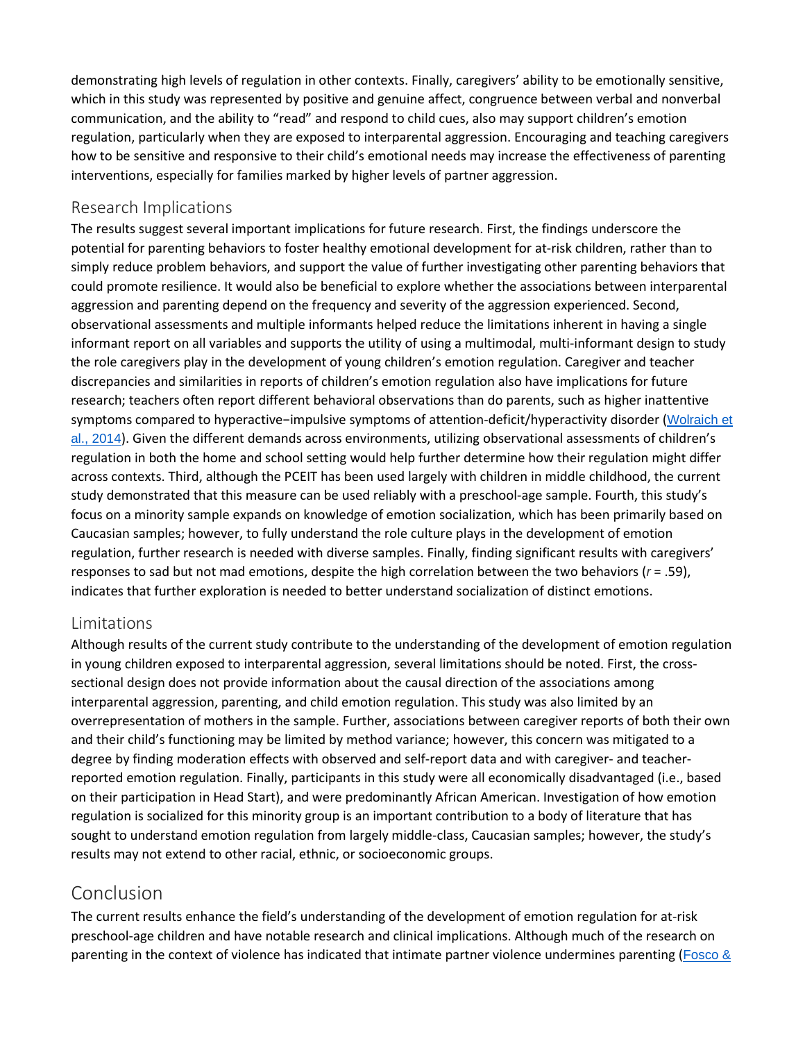demonstrating high levels of regulation in other contexts. Finally, caregivers' ability to be emotionally sensitive, which in this study was represented by positive and genuine affect, congruence between verbal and nonverbal communication, and the ability to "read" and respond to child cues, also may support children's emotion regulation, particularly when they are exposed to interparental aggression. Encouraging and teaching caregivers how to be sensitive and responsive to their child's emotional needs may increase the effectiveness of parenting interventions, especially for families marked by higher levels of partner aggression.

## Research Implications

The results suggest several important implications for future research. First, the findings underscore the potential for parenting behaviors to foster healthy emotional development for at-risk children, rather than to simply reduce problem behaviors, and support the value of further investigating other parenting behaviors that could promote resilience. It would also be beneficial to explore whether the associations between interparental aggression and parenting depend on the frequency and severity of the aggression experienced. Second, observational assessments and multiple informants helped reduce the limitations inherent in having a single informant report on all variables and supports the utility of using a multimodal, multi-informant design to study the role caregivers play in the development of young children's emotion regulation. Caregiver and teacher discrepancies and similarities in reports of children's emotion regulation also have implications for future research; teachers often report different behavioral observations than do parents, such as higher inattentive symptoms compared to hyperactive−impulsive symptoms of attention-deficit/hyperactivity disorder (Wolraich et al., 2014). Given the different demands across environments, utilizing observational assessments of children's regulation in both the home and school setting would help further determine how their regulation might differ across contexts. Third, although the PCEIT has been used largely with children in middle childhood, the current study demonstrated that this measure can be used reliably with a preschool-age sample. Fourth, this study's focus on a minority sample expands on knowledge of emotion socialization, which has been primarily based on Caucasian samples; however, to fully understand the role culture plays in the development of emotion regulation, further research is needed with diverse samples. Finally, finding significant results with caregivers' responses to sad but not mad emotions, despite the high correlation between the two behaviors ($r = .59$), indicates that further exploration is needed to better understand socialization of distinct emotions.

## Limitations

Although results of the current study contribute to the understanding of the development of emotion regulation in young children exposed to interparental aggression, several limitations should be noted. First, the cross-sectional design does not provide information about the causal direction of the associations among interparental aggression, parenting, and child emotion regulation. This study was also limited by an overrepresentation of mothers in the sample. Further, associations between caregiver reports of both their own and their child's functioning may be limited by method variance; however, this concern was mitigated to a degree by finding moderation effects with observed and self-report data and with caregiver- and teacher-reported emotion regulation. Finally, participants in this study were all economically disadvantaged (i.e., based on their participation in Head Start), and were predominantly African American. Investigation of how emotion regulation is socialized for this minority group is an important contribution to a body of literature that has sought to understand emotion regulation from largely middle-class, Caucasian samples; however, the study's results may not extend to other racial, ethnic, or socioeconomic groups.

# Conclusion

The current results enhance the field's understanding of the development of emotion regulation for at-risk preschool-age children and have notable research and clinical implications. Although much of the research on parenting in the context of violence has indicated that intimate partner violence undermines parenting (Fosco &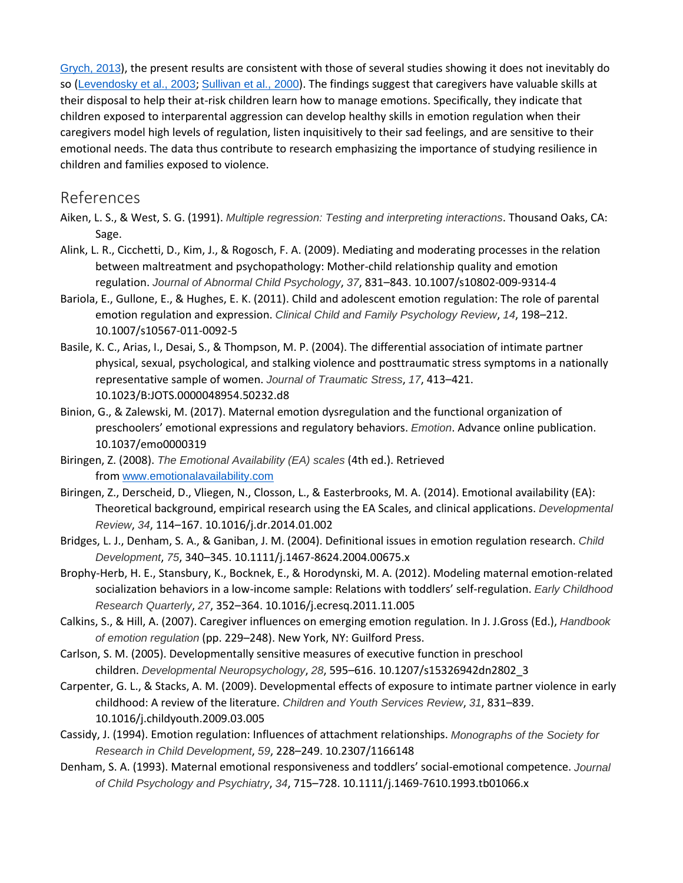Grych, 2013), the present results are consistent with those of several studies showing it does not inevitably do so (Levendosky et al., 2003; Sullivan et al., 2000). The findings suggest that caregivers have valuable skills at their disposal to help their at-risk children learn how to manage emotions. Specifically, they indicate that children exposed to interparental aggression can develop healthy skills in emotion regulation when their caregivers model high levels of regulation, listen inquisitively to their sad feelings, and are sensitive to their emotional needs. The data thus contribute to research emphasizing the importance of studying resilience in children and families exposed to violence.

## References

Aiken, L. S., & West, S. G. (1991). *Multiple regression: Testing and interpreting interactions*. Thousand Oaks, CA: Sage.

Alink, L. R., Cicchetti, D., Kim, J., & Rogosch, F. A. (2009). Mediating and moderating processes in the relation between maltreatment and psychopathology: Mother-child relationship quality and emotion regulation. *Journal of Abnormal Child Psychology*, *37*, 831–843. 10.1007/s10802-009-9314-4

Bariola, E., Gullone, E., & Hughes, E. K. (2011). Child and adolescent emotion regulation: The role of parental emotion regulation and expression. *Clinical Child and Family Psychology Review*, *14*, 198–212. 10.1007/s10567-011-0092-5

Basile, K. C., Arias, I., Desai, S., & Thompson, M. P. (2004). The differential association of intimate partner physical, sexual, psychological, and stalking violence and posttraumatic stress symptoms in a nationally representative sample of women. *Journal of Traumatic Stress*, *17*, 413–421. 10.1023/B:JOTS.0000048954.50232.d8

Binion, G., & Zalewski, M. (2017). Maternal emotion dysregulation and the functional organization of preschoolers' emotional expressions and regulatory behaviors. *Emotion*. Advance online publication. 10.1037/emo0000319

Biringen, Z. (2008). *The Emotional Availability (EA) scales* (4th ed.). Retrieved from www.emotionalavailability.com

Biringen, Z., Derscheid, D., Vliegen, N., Closson, L., & Easterbrooks, M. A. (2014). Emotional availability (EA): Theoretical background, empirical research using the EA Scales, and clinical applications. *Developmental Review*, *34*, 114–167. 10.1016/j.dr.2014.01.002

Bridges, L. J., Denham, S. A., & Ganiban, J. M. (2004). Definitional issues in emotion regulation research. *Child Development*, *75*, 340–345. 10.1111/j.1467-8624.2004.00675.x

Brophy-Herb, H. E., Stansbury, K., Bocknek, E., & Horodynski, M. A. (2012). Modeling maternal emotion-related socialization behaviors in a low-income sample: Relations with toddlers' self-regulation. *Early Childhood Research Quarterly*, *27*, 352–364. 10.1016/j.ecresq.2011.11.005

Calkins, S., & Hill, A. (2007). Caregiver influences on emerging emotion regulation. In J. J.Gross (Ed.), *Handbook of emotion regulation* (pp. 229–248). New York, NY: Guilford Press.

Carlson, S. M. (2005). Developmentally sensitive measures of executive function in preschool children. *Developmental Neuropsychology*, *28*, 595–616. 10.1207/s15326942dn2802_3

Carpenter, G. L., & Stacks, A. M. (2009). Developmental effects of exposure to intimate partner violence in early childhood: A review of the literature. *Children and Youth Services Review*, *31*, 831–839. 10.1016/j.childyouth.2009.03.005

Cassidy, J. (1994). Emotion regulation: Influences of attachment relationships. *Monographs of the Society for Research in Child Development*, *59*, 228–249. 10.2307/1166148

Denham, S. A. (1993). Maternal emotional responsiveness and toddlers' social-emotional competence. *Journal of Child Psychology and Psychiatry*, *34*, 715–728. 10.1111/j.1469-7610.1993.tb01066.x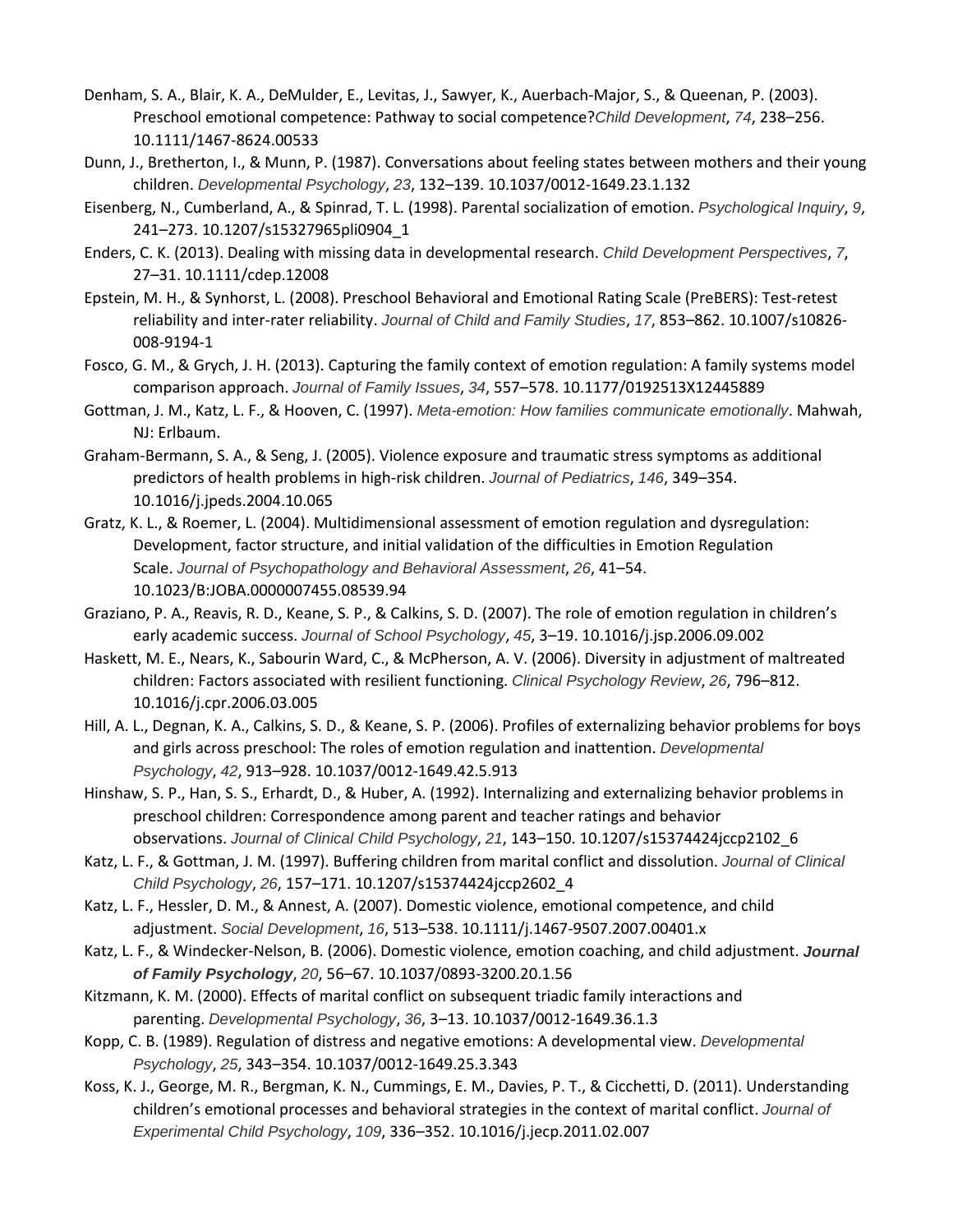Denham, S. A., Blair, K. A., DeMulder, E., Levitas, J., Sawyer, K., Auerbach-Major, S., & Queenan, P. (2003). Preschool emotional competence: Pathway to social competence?*Child Development*, *74*, 238–256. 10.1111/1467-8624.00533

Dunn, J., Bretherton, I., & Munn, P. (1987). Conversations about feeling states between mothers and their young children. *Developmental Psychology*, *23*, 132–139. 10.1037/0012-1649.23.1.132

Eisenberg, N., Cumberland, A., & Spinrad, T. L. (1998). Parental socialization of emotion. *Psychological Inquiry*, *9*, 241–273. 10.1207/s15327965pli0904_1

Enders, C. K. (2013). Dealing with missing data in developmental research. *Child Development Perspectives*, *7*, 27–31. 10.1111/cdep.12008

Epstein, M. H., & Synhorst, L. (2008). Preschool Behavioral and Emotional Rating Scale (PreBERS): Test-retest reliability and inter-rater reliability. *Journal of Child and Family Studies*, *17*, 853–862. 10.1007/s10826-008-9194-1

Fosco, G. M., & Grych, J. H. (2013). Capturing the family context of emotion regulation: A family systems model comparison approach. *Journal of Family Issues*, *34*, 557–578. 10.1177/0192513X12445889

Gottman, J. M., Katz, L. F., & Hooven, C. (1997). *Meta-emotion: How families communicate emotionally*. Mahwah, NJ: Erlbaum.

Graham-Bermann, S. A., & Seng, J. (2005). Violence exposure and traumatic stress symptoms as additional predictors of health problems in high-risk children. *Journal of Pediatrics*, *146*, 349–354. 10.1016/j.jpeds.2004.10.065

Gratz, K. L., & Roemer, L. (2004). Multidimensional assessment of emotion regulation and dysregulation: Development, factor structure, and initial validation of the difficulties in Emotion Regulation Scale. *Journal of Psychopathology and Behavioral Assessment*, *26*, 41–54. 10.1023/B:JOBA.0000007455.08539.94

Graziano, P. A., Reavis, R. D., Keane, S. P., & Calkins, S. D. (2007). The role of emotion regulation in children's early academic success. *Journal of School Psychology*, *45*, 3–19. 10.1016/j.jsp.2006.09.002

Haskett, M. E., Nears, K., Sabourin Ward, C., & McPherson, A. V. (2006). Diversity in adjustment of maltreated children: Factors associated with resilient functioning. *Clinical Psychology Review*, *26*, 796–812. 10.1016/j.cpr.2006.03.005

Hill, A. L., Degnan, K. A., Calkins, S. D., & Keane, S. P. (2006). Profiles of externalizing behavior problems for boys and girls across preschool: The roles of emotion regulation and inattention. *Developmental Psychology*, *42*, 913–928. 10.1037/0012-1649.42.5.913

Hinshaw, S. P., Han, S. S., Erhardt, D., & Huber, A. (1992). Internalizing and externalizing behavior problems in preschool children: Correspondence among parent and teacher ratings and behavior observations. *Journal of Clinical Child Psychology*, *21*, 143–150. 10.1207/s15374424jccp2102_6

Katz, L. F., & Gottman, J. M. (1997). Buffering children from marital conflict and dissolution. *Journal of Clinical Child Psychology*, *26*, 157–171. 10.1207/s15374424jccp2602_4

Katz, L. F., Hessler, D. M., & Annest, A. (2007). Domestic violence, emotional competence, and child adjustment. *Social Development*, *16*, 513–538. 10.1111/j.1467-9507.2007.00401.x

Katz, L. F., & Windecker-Nelson, B. (2006). Domestic violence, emotion coaching, and child adjustment. ***Journal of Family Psychology***, *20*, 56–67. 10.1037/0893-3200.20.1.56

Kitzmann, K. M. (2000). Effects of marital conflict on subsequent triadic family interactions and parenting. *Developmental Psychology*, *36*, 3–13. 10.1037/0012-1649.36.1.3

Kopp, C. B. (1989). Regulation of distress and negative emotions: A developmental view. *Developmental Psychology*, *25*, 343–354. 10.1037/0012-1649.25.3.343

Koss, K. J., George, M. R., Bergman, K. N., Cummings, E. M., Davies, P. T., & Cicchetti, D. (2011). Understanding children's emotional processes and behavioral strategies in the context of marital conflict. *Journal of Experimental Child Psychology*, *109*, 336–352. 10.1016/j.jecp.2011.02.007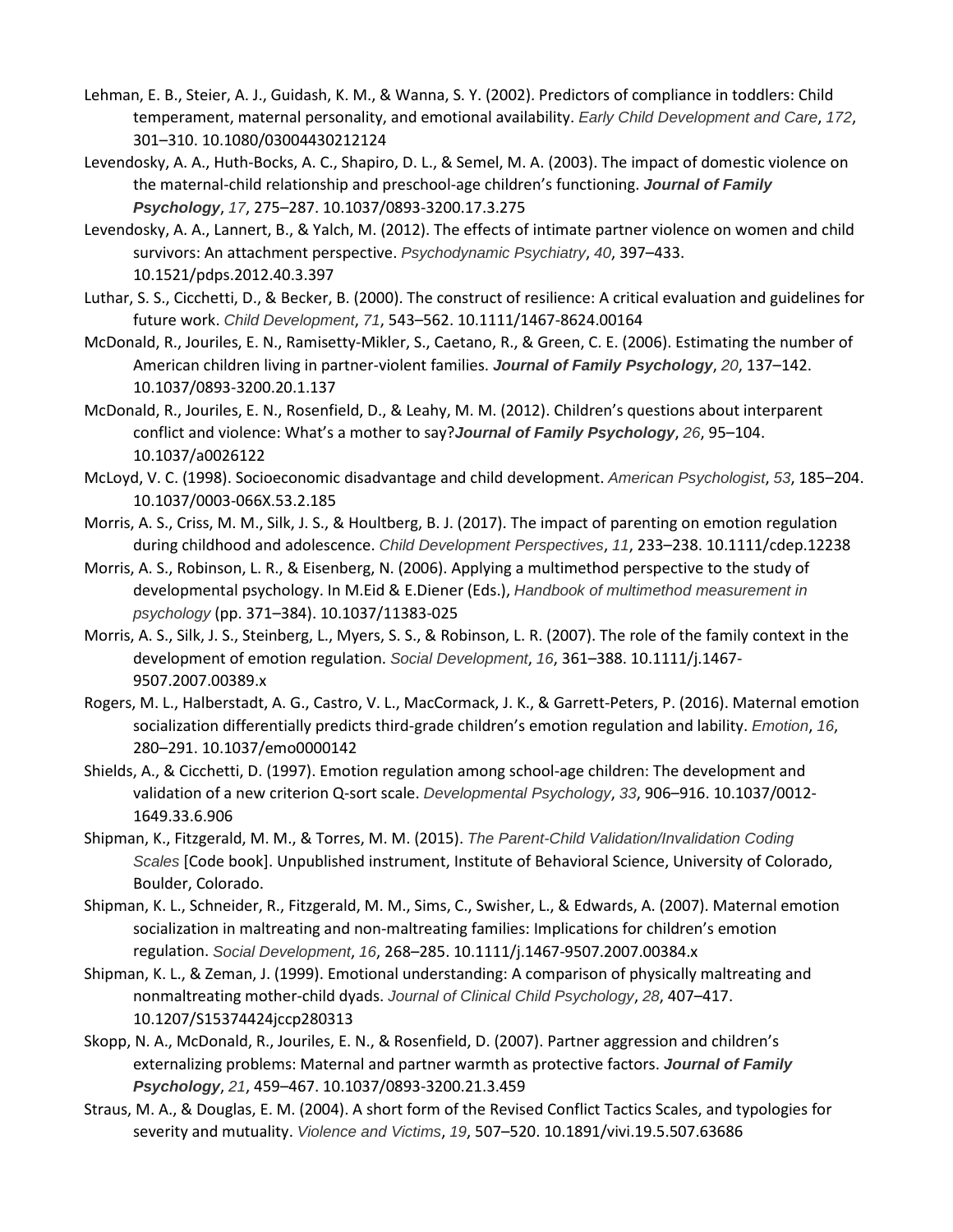Lehman, E. B., Steier, A. J., Guidash, K. M., & Wanna, S. Y. (2002). Predictors of compliance in toddlers: Child temperament, maternal personality, and emotional availability. *Early Child Development and Care*, *172*, 301–310. 10.1080/03004430212124

Levendosky, A. A., Huth-Bocks, A. C., Shapiro, D. L., & Semel, M. A. (2003). The impact of domestic violence on the maternal-child relationship and preschool-age children's functioning. ***Journal of Family Psychology***, *17*, 275–287. 10.1037/0893-3200.17.3.275

Levendosky, A. A., Lannert, B., & Yalch, M. (2012). The effects of intimate partner violence on women and child survivors: An attachment perspective. *Psychodynamic Psychiatry*, *40*, 397–433. 10.1521/pdps.2012.40.3.397

Luthar, S. S., Cicchetti, D., & Becker, B. (2000). The construct of resilience: A critical evaluation and guidelines for future work. *Child Development*, *71*, 543–562. 10.1111/1467-8624.00164

McDonald, R., Jouriles, E. N., Ramisetty-Mikler, S., Caetano, R., & Green, C. E. (2006). Estimating the number of American children living in partner-violent families. ***Journal of Family Psychology***, *20*, 137–142. 10.1037/0893-3200.20.1.137

McDonald, R., Jouriles, E. N., Rosenfield, D., & Leahy, M. M. (2012). Children's questions about interparent conflict and violence: What's a mother to say?***Journal of Family Psychology***, *26*, 95–104. 10.1037/a0026122

McLoyd, V. C. (1998). Socioeconomic disadvantage and child development. *American Psychologist*, *53*, 185–204. 10.1037/0003-066X.53.2.185

Morris, A. S., Criss, M. M., Silk, J. S., & Houltberg, B. J. (2017). The impact of parenting on emotion regulation during childhood and adolescence. *Child Development Perspectives*, *11*, 233–238. 10.1111/cdep.12238

Morris, A. S., Robinson, L. R., & Eisenberg, N. (2006). Applying a multimethod perspective to the study of developmental psychology. In M.Eid & E.Diener (Eds.), *Handbook of multimethod measurement in psychology* (pp. 371–384). 10.1037/11383-025

Morris, A. S., Silk, J. S., Steinberg, L., Myers, S. S., & Robinson, L. R. (2007). The role of the family context in the development of emotion regulation. *Social Development*, *16*, 361–388. 10.1111/j.1467-9507.2007.00389.x

Rogers, M. L., Halberstadt, A. G., Castro, V. L., MacCormack, J. K., & Garrett-Peters, P. (2016). Maternal emotion socialization differentially predicts third-grade children's emotion regulation and lability. *Emotion*, *16*, 280–291. 10.1037/emo0000142

Shields, A., & Cicchetti, D. (1997). Emotion regulation among school-age children: The development and validation of a new criterion Q-sort scale. *Developmental Psychology*, *33*, 906–916. 10.1037/0012-1649.33.6.906

Shipman, K., Fitzgerald, M. M., & Torres, M. M. (2015). *The Parent-Child Validation/Invalidation Coding Scales* [Code book]. Unpublished instrument, Institute of Behavioral Science, University of Colorado, Boulder, Colorado.

Shipman, K. L., Schneider, R., Fitzgerald, M. M., Sims, C., Swisher, L., & Edwards, A. (2007). Maternal emotion socialization in maltreating and non-maltreating families: Implications for children's emotion regulation. *Social Development*, *16*, 268–285. 10.1111/j.1467-9507.2007.00384.x

Shipman, K. L., & Zeman, J. (1999). Emotional understanding: A comparison of physically maltreating and nonmaltreating mother-child dyads. *Journal of Clinical Child Psychology*, *28*, 407–417. 10.1207/S15374424jccp280313

Skopp, N. A., McDonald, R., Jouriles, E. N., & Rosenfield, D. (2007). Partner aggression and children's externalizing problems: Maternal and partner warmth as protective factors. ***Journal of Family Psychology***, *21*, 459–467. 10.1037/0893-3200.21.3.459

Straus, M. A., & Douglas, E. M. (2004). A short form of the Revised Conflict Tactics Scales, and typologies for severity and mutuality. *Violence and Victims*, *19*, 507–520. 10.1891/vivi.19.5.507.63686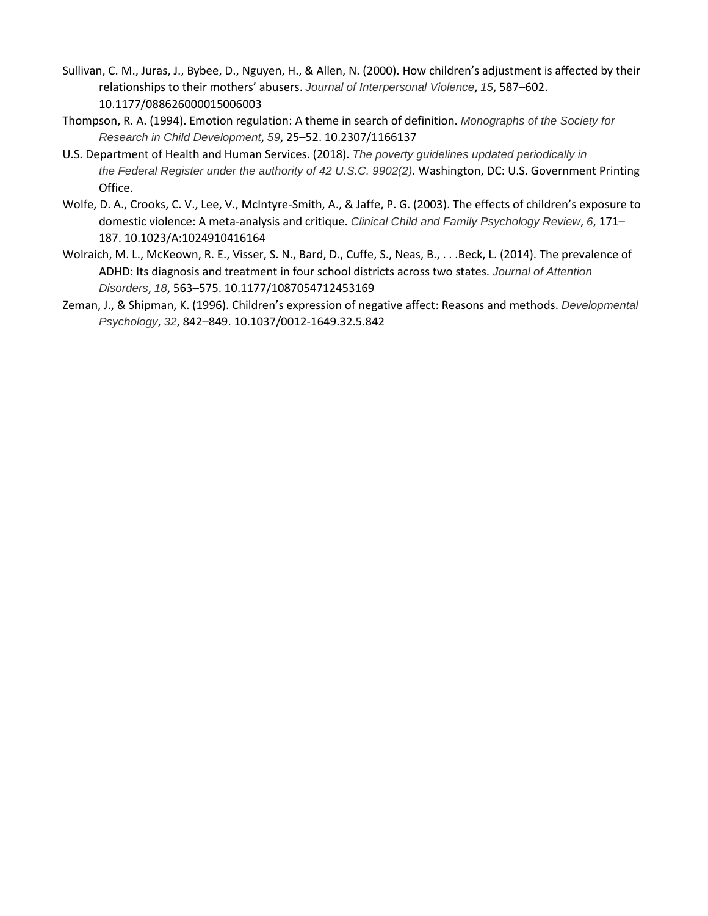Sullivan, C. M., Juras, J., Bybee, D., Nguyen, H., & Allen, N. (2000). How children's adjustment is affected by their relationships to their mothers' abusers. *Journal of Interpersonal Violence*, *15*, 587–602. 10.1177/088626000015006003

Thompson, R. A. (1994). Emotion regulation: A theme in search of definition. *Monographs of the Society for Research in Child Development*, *59*, 25–52. 10.2307/1166137

U.S. Department of Health and Human Services. (2018). *The poverty guidelines updated periodically in the Federal Register under the authority of 42 U.S.C. 9902(2)*. Washington, DC: U.S. Government Printing Office.

Wolfe, D. A., Crooks, C. V., Lee, V., McIntyre-Smith, A., & Jaffe, P. G. (2003). The effects of children's exposure to domestic violence: A meta-analysis and critique. *Clinical Child and Family Psychology Review*, *6*, 171–187. 10.1023/A:1024910416164

Wolraich, M. L., McKeown, R. E., Visser, S. N., Bard, D., Cuffe, S., Neas, B., . . .Beck, L. (2014). The prevalence of ADHD: Its diagnosis and treatment in four school districts across two states. *Journal of Attention Disorders*, *18*, 563–575. 10.1177/1087054712453169

Zeman, J., & Shipman, K. (1996). Children's expression of negative affect: Reasons and methods. *Developmental Psychology*, *32*, 842–849. 10.1037/0012-1649.32.5.842